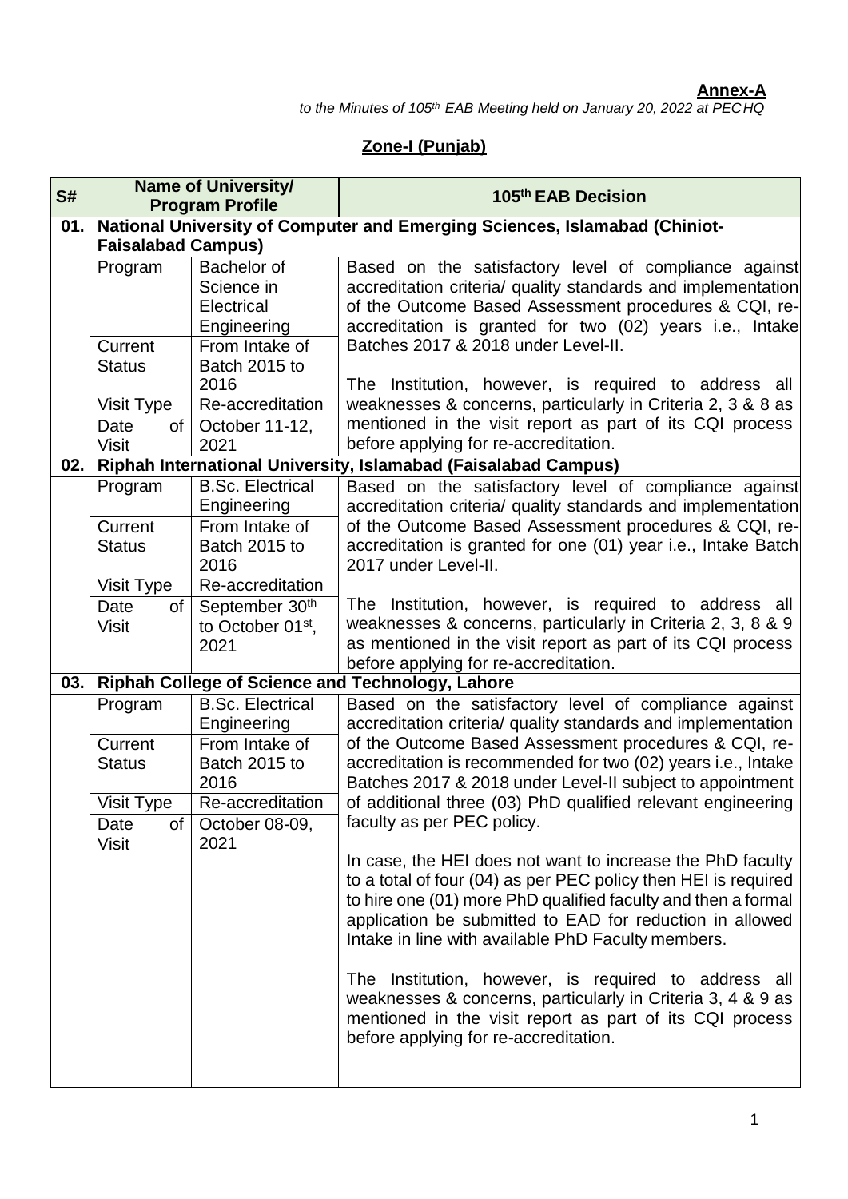**Annex-A**

*to the Minutes of 105th EAB Meeting held on January 20, 2022 at PEC HQ*

## Zone-I (Punjab)

| S# | Name of University/ Program Profile | | 105th EAB Decision |
|---|---|---|---|
| **01.** | **National University of Computer and Emerging Sciences, Islamabad (Chiniot-Faisalabad Campus)** | | |
| | Program | Bachelor of Science in Electrical Engineering | Based on the satisfactory level of compliance against accreditation criteria/ quality standards and implementation of the Outcome Based Assessment procedures & CQI, re-accreditation is granted for two (02) years i.e., Intake Batches 2017 & 2018 under Level-II.<br><br>The Institution, however, is required to address all weaknesses & concerns, particularly in Criteria 2, 3 & 8 as mentioned in the visit report as part of its CQI process before applying for re-accreditation. |
| | Current Status | From Intake of Batch 2015 to 2016 | |
| | Visit Type | Re-accreditation | |
| | Date of Visit | October 11-12, 2021 | |
| **02.** | **Riphah International University, Islamabad (Faisalabad Campus)** | | |
| | Program | B.Sc. Electrical Engineering | Based on the satisfactory level of compliance against accreditation criteria/ quality standards and implementation of the Outcome Based Assessment procedures & CQI, re-accreditation is granted for one (01) year i.e., Intake Batch 2017 under Level-II.<br><br>The Institution, however, is required to address all weaknesses & concerns, particularly in Criteria 2, 3, 8 & 9 as mentioned in the visit report as part of its CQI process before applying for re-accreditation. |
| | Current Status | From Intake of Batch 2015 to 2016 | |
| | Visit Type | Re-accreditation | |
| | Date of Visit | September 30th to October 01st, 2021 | |
| **03.** | **Riphah College of Science and Technology, Lahore** | | |
| | Program | B.Sc. Electrical Engineering | Based on the satisfactory level of compliance against accreditation criteria/ quality standards and implementation of the Outcome Based Assessment procedures & CQI, re-accreditation is recommended for two (02) years i.e., Intake Batches 2017 & 2018 under Level-II subject to appointment of additional three (03) PhD qualified relevant engineering faculty as per PEC policy.<br><br>In case, the HEI does not want to increase the PhD faculty to a total of four (04) as per PEC policy then HEI is required to hire one (01) more PhD qualified faculty and then a formal application be submitted to EAD for reduction in allowed Intake in line with available PhD Faculty members.<br><br>The Institution, however, is required to address all weaknesses & concerns, particularly in Criteria 3, 4 & 9 as mentioned in the visit report as part of its CQI process before applying for re-accreditation. |
| | Current Status | From Intake of Batch 2015 to 2016 | |
| | Visit Type | Re-accreditation | |
| | Date of Visit | October 08-09, 2021 | |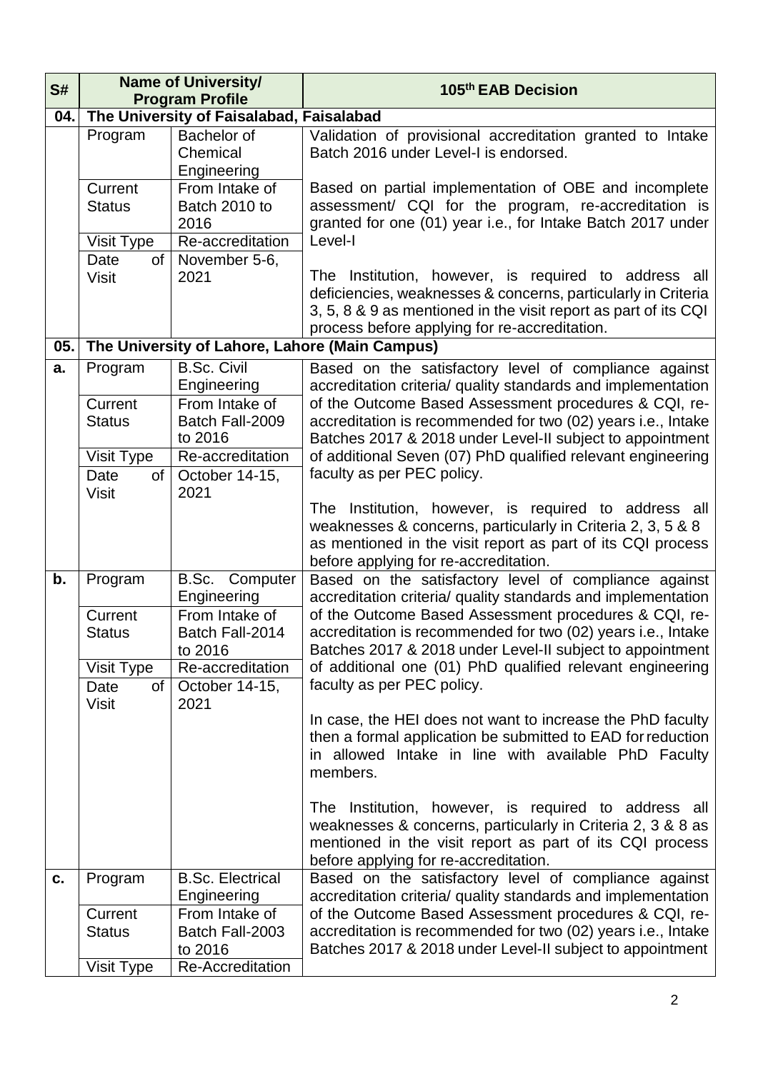| S# | Name of University/ Program Profile | | 105th EAB Decision |
|---|---|---|---|
| **04.** | **The University of Faisalabad, Faisalabad** | | |
| | Program | Bachelor of Chemical Engineering | Validation of provisional accreditation granted to Intake Batch 2016 under Level-I is endorsed.<br><br>Based on partial implementation of OBE and incomplete assessment/ CQI for the program, re-accreditation is granted for one (01) year i.e., for Intake Batch 2017 under Level-I<br><br>The Institution, however, is required to address all deficiencies, weaknesses & concerns, particularly in Criteria 3, 5, 8 & 9 as mentioned in the visit report as part of its CQI process before applying for re-accreditation. |
| | Current Status | From Intake of Batch 2010 to 2016 | |
| | Visit Type | Re-accreditation | |
| | Date of Visit | November 5-6, 2021 | |
| **05.** | **The University of Lahore, Lahore (Main Campus)** | | |
| **a.** | Program | B.Sc. Civil Engineering | Based on the satisfactory level of compliance against accreditation criteria/ quality standards and implementation of the Outcome Based Assessment procedures & CQI, re-accreditation is recommended for two (02) years i.e., Intake Batches 2017 & 2018 under Level-II subject to appointment of additional Seven (07) PhD qualified relevant engineering faculty as per PEC policy.<br><br>The Institution, however, is required to address all weaknesses & concerns, particularly in Criteria 2, 3, 5 & 8 as mentioned in the visit report as part of its CQI process before applying for re-accreditation. |
| | Current Status | From Intake of Batch Fall-2009 to 2016 | |
| | Visit Type | Re-accreditation | |
| | Date of Visit | October 14-15, 2021 | |
| **b.** | Program | B.Sc. Computer Engineering | Based on the satisfactory level of compliance against accreditation criteria/ quality standards and implementation of the Outcome Based Assessment procedures & CQI, re-accreditation is recommended for two (02) years i.e., Intake Batches 2017 & 2018 under Level-II subject to appointment of additional one (01) PhD qualified relevant engineering faculty as per PEC policy.<br><br>In case, the HEI does not want to increase the PhD faculty then a formal application be submitted to EAD for reduction in allowed Intake in line with available PhD Faculty members.<br><br>The Institution, however, is required to address all weaknesses & concerns, particularly in Criteria 2, 3 & 8 as mentioned in the visit report as part of its CQI process before applying for re-accreditation. |
| | Current Status | From Intake of Batch Fall-2014 to 2016 | |
| | Visit Type | Re-accreditation | |
| | Date of Visit | October 14-15, 2021 | |
| **c.** | Program | B.Sc. Electrical Engineering | Based on the satisfactory level of compliance against accreditation criteria/ quality standards and implementation of the Outcome Based Assessment procedures & CQI, re-accreditation is recommended for two (02) years i.e., Intake Batches 2017 & 2018 under Level-II subject to appointment |
| | Current Status | From Intake of Batch Fall-2003 to 2016 | |
| | Visit Type | Re-Accreditation | |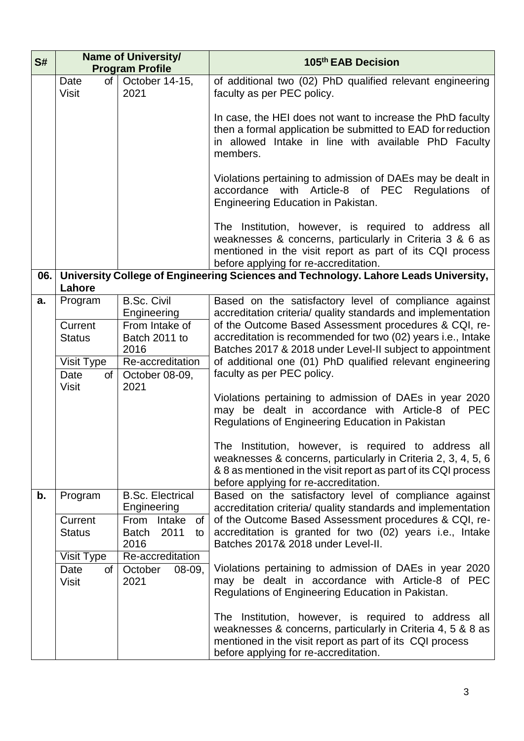| S# | Name of University/ Program Profile | | 105th EAB Decision |
|---|---|---|---|
| | Date of Visit | October 14-15, 2021 | of additional two (02) PhD qualified relevant engineering faculty as per PEC policy.<br><br>In case, the HEI does not want to increase the PhD faculty then a formal application be submitted to EAD for reduction in allowed Intake in line with available PhD Faculty members.<br><br>Violations pertaining to admission of DAEs may be dealt in accordance with Article-8 of PEC Regulations of Engineering Education in Pakistan.<br><br>The Institution, however, is required to address all weaknesses & concerns, particularly in Criteria 3 & 6 as mentioned in the visit report as part of its CQI process before applying for re-accreditation. |
| **06.** | **University College of Engineering Sciences and Technology. Lahore Leads University, Lahore** | | |
| **a.** | Program | B.Sc. Civil Engineering | Based on the satisfactory level of compliance against accreditation criteria/ quality standards and implementation of the Outcome Based Assessment procedures & CQI, re-accreditation is recommended for two (02) years i.e., Intake Batches 2017 & 2018 under Level-II subject to appointment of additional one (01) PhD qualified relevant engineering faculty as per PEC policy.<br><br>Violations pertaining to admission of DAEs in year 2020 may be dealt in accordance with Article-8 of PEC Regulations of Engineering Education in Pakistan<br><br>The Institution, however, is required to address all weaknesses & concerns, particularly in Criteria 2, 3, 4, 5, 6 & 8 as mentioned in the visit report as part of its CQI process before applying for re-accreditation. |
| | Current Status | From Intake of Batch 2011 to 2016 | |
| | Visit Type | Re-accreditation | |
| | Date of Visit | October 08-09, 2021 | |
| **b.** | Program | B.Sc. Electrical Engineering | Based on the satisfactory level of compliance against accreditation criteria/ quality standards and implementation of the Outcome Based Assessment procedures & CQI, re-accreditation is granted for two (02) years i.e., Intake Batches 2017& 2018 under Level-II.<br><br>Violations pertaining to admission of DAEs in year 2020 may be dealt in accordance with Article-8 of PEC Regulations of Engineering Education in Pakistan.<br><br>The Institution, however, is required to address all weaknesses & concerns, particularly in Criteria 4, 5 & 8 as mentioned in the visit report as part of its CQI process before applying for re-accreditation. |
| | Current Status | From Intake of Batch 2011 to 2016 | |
| | Visit Type | Re-accreditation | |
| | Date of Visit | October 08-09, 2021 | |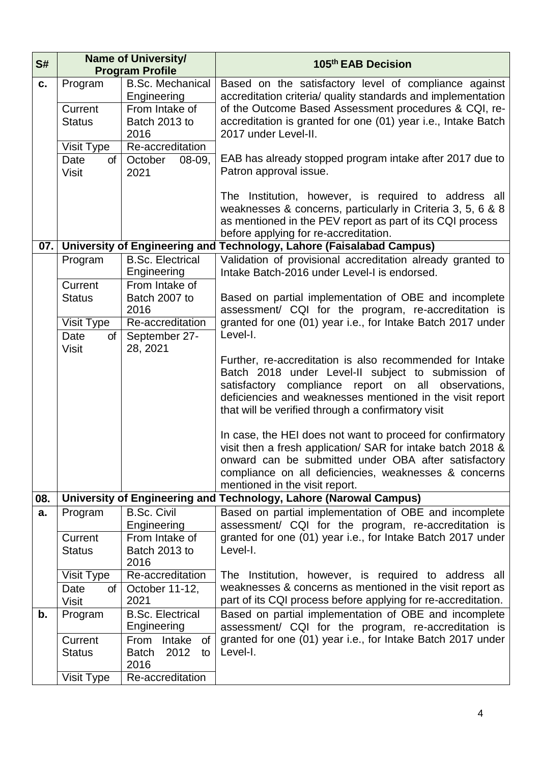| S# | Name of University/ Program Profile | | 105th EAB Decision |
|---|---|---|---|
| c. | Program | B.Sc. Mechanical Engineering | Based on the satisfactory level of compliance against accreditation criteria/ quality standards and implementation of the Outcome Based Assessment procedures & CQI, re-accreditation is granted for one (01) year i.e., Intake Batch 2017 under Level-II.<br><br>EAB has already stopped program intake after 2017 due to Patron approval issue.<br><br>The Institution, however, is required to address all weaknesses & concerns, particularly in Criteria 3, 5, 6 & 8 as mentioned in the PEV report as part of its CQI process before applying for re-accreditation. |
| | Current Status | From Intake of Batch 2013 to 2016 | |
| | Visit Type | Re-accreditation | |
| | Date of Visit | October 08-09, 2021 | |
| **07.** | **University of Engineering and Technology, Lahore (Faisalabad Campus)** | | |
| | Program | B.Sc. Electrical Engineering | Validation of provisional accreditation already granted to Intake Batch-2016 under Level-I is endorsed.<br><br>Based on partial implementation of OBE and incomplete assessment/ CQI for the program, re-accreditation is granted for one (01) year i.e., for Intake Batch 2017 under Level-I.<br><br>Further, re-accreditation is also recommended for Intake Batch 2018 under Level-II subject to submission of satisfactory compliance report on all observations, deficiencies and weaknesses mentioned in the visit report that will be verified through a confirmatory visit<br><br>In case, the HEI does not want to proceed for confirmatory visit then a fresh application/ SAR for intake batch 2018 & onward can be submitted under OBA after satisfactory compliance on all deficiencies, weaknesses & concerns mentioned in the visit report. |
| | Current Status | From Intake of Batch 2007 to 2016 | |
| | Visit Type | Re-accreditation | |
| | Date of Visit | September 27-28, 2021 | |
| **08.** | **University of Engineering and Technology, Lahore (Narowal Campus)** | | |
| a. | Program | B.Sc. Civil Engineering | Based on partial implementation of OBE and incomplete assessment/ CQI for the program, re-accreditation is granted for one (01) year i.e., for Intake Batch 2017 under Level-I.<br><br>The Institution, however, is required to address all weaknesses & concerns as mentioned in the visit report as part of its CQI process before applying for re-accreditation. |
| | Current Status | From Intake of Batch 2013 to 2016 | |
| | Visit Type | Re-accreditation | |
| | Date of Visit | October 11-12, 2021 | |
| b. | Program | B.Sc. Electrical Engineering | Based on partial implementation of OBE and incomplete assessment/ CQI for the program, re-accreditation is granted for one (01) year i.e., for Intake Batch 2017 under Level-I. |
| | Current Status | From Intake of Batch 2012 to 2016 | |
| | Visit Type | Re-accreditation | |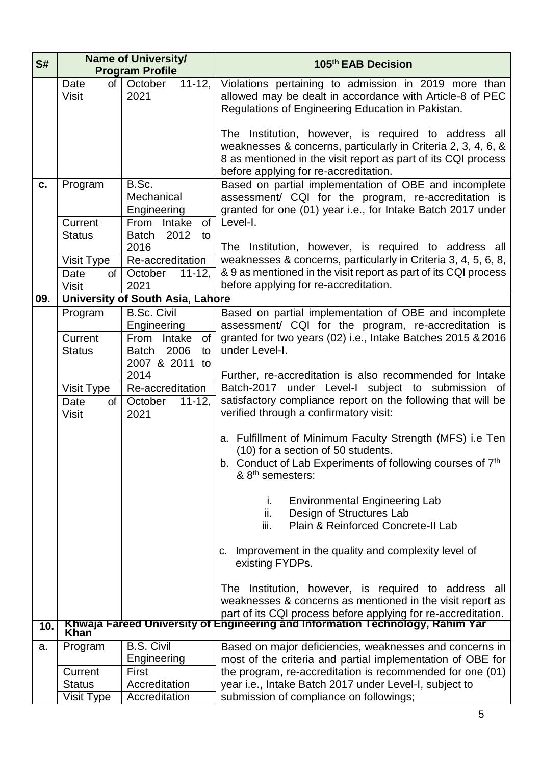| S# | Name of University/ Program Profile | | 105th EAB Decision |
|---|---|---|---|
| | Date of Visit | October 11-12, 2021 | Violations pertaining to admission in 2019 more than allowed may be dealt in accordance with Article-8 of PEC Regulations of Engineering Education in Pakistan.<br><br>The Institution, however, is required to address all weaknesses & concerns, particularly in Criteria 2, 3, 4, 6, & 8 as mentioned in the visit report as part of its CQI process before applying for re-accreditation. |
| **c.** | Program | B.Sc. Mechanical Engineering | Based on partial implementation of OBE and incomplete assessment/ CQI for the program, re-accreditation is granted for one (01) year i.e., for Intake Batch 2017 under Level-I.<br><br>The Institution, however, is required to address all weaknesses & concerns, particularly in Criteria 3, 4, 5, 6, 8, & 9 as mentioned in the visit report as part of its CQI process before applying for re-accreditation. |
| | Current Status | From Intake of Batch 2012 to 2016 | |
| | Visit Type | Re-accreditation | |
| | Date of Visit | October 11-12, 2021 | |
| **09.** | **University of South Asia, Lahore** | | |
| | Program | B.Sc. Civil Engineering | Based on partial implementation of OBE and incomplete assessment/ CQI for the program, re-accreditation is granted for two years (02) i.e., Intake Batches 2015 & 2016 under Level-I.<br><br>Further, re-accreditation is also recommended for Intake Batch-2017 under Level-I subject to submission of satisfactory compliance report on the following that will be verified through a confirmatory visit:<br><br>a. Fulfillment of Minimum Faculty Strength (MFS) i.e Ten (10) for a section of 50 students.<br>b. Conduct of Lab Experiments of following courses of 7th & 8th semesters:<br>i. Environmental Engineering Lab<br>ii. Design of Structures Lab<br>iii. Plain & Reinforced Concrete-II Lab<br><br>c. Improvement in the quality and complexity level of existing FYDPs.<br><br>The Institution, however, is required to address all weaknesses & concerns as mentioned in the visit report as part of its CQI process before applying for re-accreditation. |
| | Current Status | From Intake of Batch 2006 to 2007 & 2011 to 2014 | |
| | Visit Type | Re-accreditation | |
| | Date of Visit | October 11-12, 2021 | |
| **10.** | **Khwaja Fareed University of Engineering and Information Technology, Rahim Yar Khan** | | |
| a. | Program | B.S. Civil Engineering | Based on major deficiencies, weaknesses and concerns in most of the criteria and partial implementation of OBE for the program, re-accreditation is recommended for one (01) year i.e., Intake Batch 2017 under Level-I, subject to submission of compliance on followings; |
| | Current Status | First Accreditation | |
| | Visit Type | Accreditation | |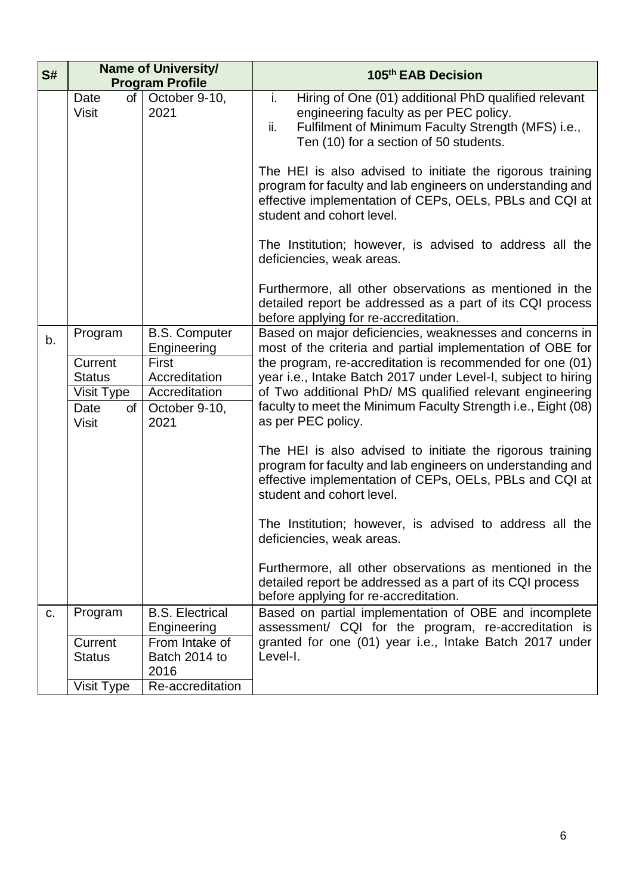| S# | Name of University/ Program Profile | | 105th EAB Decision |
|---|---|---|---|
| | Date of Visit | October 9-10, 2021 | i. Hiring of One (01) additional PhD qualified relevant engineering faculty as per PEC policy.<br>ii. Fulfilment of Minimum Faculty Strength (MFS) i.e., Ten (10) for a section of 50 students.<br><br>The HEI is also advised to initiate the rigorous training program for faculty and lab engineers on understanding and effective implementation of CEPs, OELs, PBLs and CQI at student and cohort level.<br><br>The Institution; however, is advised to address all the deficiencies, weak areas.<br><br>Furthermore, all other observations as mentioned in the detailed report be addressed as a part of its CQI process before applying for re-accreditation. |
| b. | Program | B.S. Computer Engineering | Based on major deficiencies, weaknesses and concerns in most of the criteria and partial implementation of OBE for the program, re-accreditation is recommended for one (01) year i.e., Intake Batch 2017 under Level-I, subject to hiring of Two additional PhD/ MS qualified relevant engineering faculty to meet the Minimum Faculty Strength i.e., Eight (08) as per PEC policy.<br><br>The HEI is also advised to initiate the rigorous training program for faculty and lab engineers on understanding and effective implementation of CEPs, OELs, PBLs and CQI at student and cohort level.<br><br>The Institution; however, is advised to address all the deficiencies, weak areas.<br><br>Furthermore, all other observations as mentioned in the detailed report be addressed as a part of its CQI process before applying for re-accreditation. |
| | Current Status | First Accreditation | |
| | Visit Type | Accreditation | |
| | Date of Visit | October 9-10, 2021 | |
| c. | Program | B.S. Electrical Engineering | Based on partial implementation of OBE and incomplete assessment/ CQI for the program, re-accreditation is granted for one (01) year i.e., Intake Batch 2017 under Level-I. |
| | Current Status | From Intake of Batch 2014 to 2016 | |
| | Visit Type | Re-accreditation | |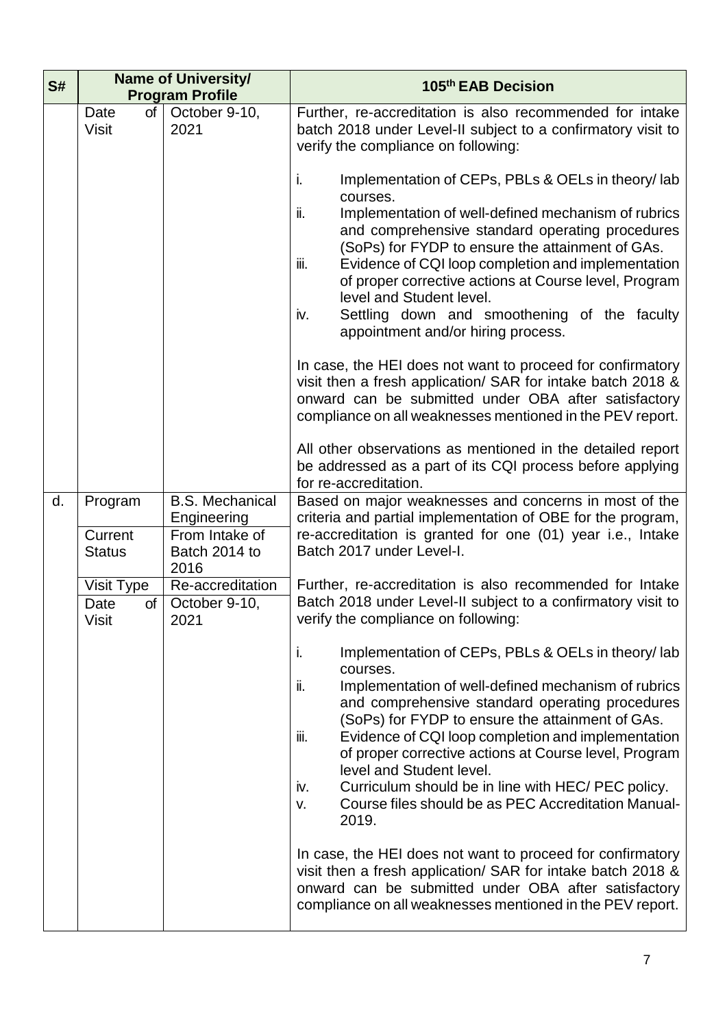| S# | Name of University/ Program Profile | | 105th EAB Decision |
|---|---|---|---|
| | Date of Visit | October 9-10, 2021 | Further, re-accreditation is also recommended for intake batch 2018 under Level-II subject to a confirmatory visit to verify the compliance on following:<br><br>i. Implementation of CEPs, PBLs & OELs in theory/ lab courses.<br>ii. Implementation of well-defined mechanism of rubrics and comprehensive standard operating procedures (SoPs) for FYDP to ensure the attainment of GAs.<br>iii. Evidence of CQI loop completion and implementation of proper corrective actions at Course level, Program level and Student level.<br>iv. Settling down and smoothening of the faculty appointment and/or hiring process.<br><br>In case, the HEI does not want to proceed for confirmatory visit then a fresh application/ SAR for intake batch 2018 & onward can be submitted under OBA after satisfactory compliance on all weaknesses mentioned in the PEV report.<br><br>All other observations as mentioned in the detailed report be addressed as a part of its CQI process before applying for re-accreditation. |
| d. | Program | B.S. Mechanical Engineering | Based on major weaknesses and concerns in most of the criteria and partial implementation of OBE for the program, re-accreditation is granted for one (01) year i.e., Intake Batch 2017 under Level-I.<br><br>Further, re-accreditation is also recommended for Intake Batch 2018 under Level-II subject to a confirmatory visit to verify the compliance on following:<br><br>i. Implementation of CEPs, PBLs & OELs in theory/ lab courses.<br>ii. Implementation of well-defined mechanism of rubrics and comprehensive standard operating procedures (SoPs) for FYDP to ensure the attainment of GAs.<br>iii. Evidence of CQI loop completion and implementation of proper corrective actions at Course level, Program level and Student level.<br>iv. Curriculum should be in line with HEC/ PEC policy.<br>v. Course files should be as PEC Accreditation Manual-2019.<br><br>In case, the HEI does not want to proceed for confirmatory visit then a fresh application/ SAR for intake batch 2018 & onward can be submitted under OBA after satisfactory compliance on all weaknesses mentioned in the PEV report. |
| | Current Status | From Intake of Batch 2014 to 2016 | |
| | Visit Type | Re-accreditation | |
| | Date of Visit | October 9-10, 2021 | |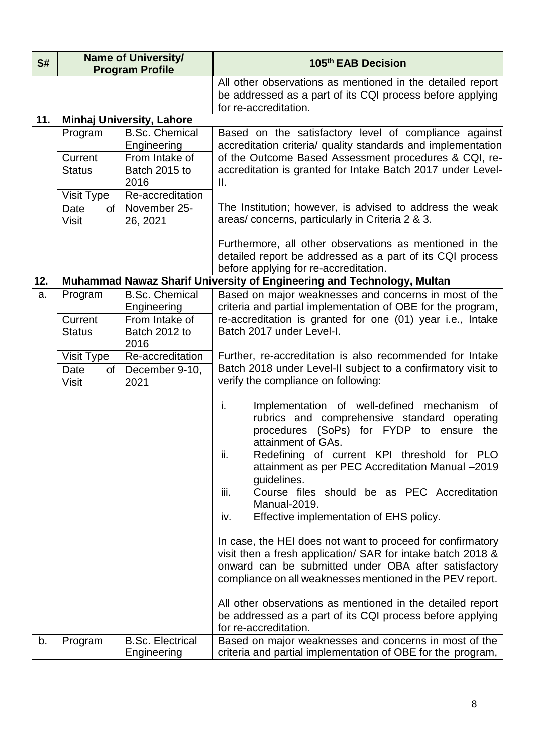| S# | Name of University/ Program Profile | | 105th EAB Decision |
|---|---|---|---|
| | | | All other observations as mentioned in the detailed report be addressed as a part of its CQI process before applying for re-accreditation. |
| **11.** | **Minhaj University, Lahore** | | |
| | Program | B.Sc. Chemical Engineering | Based on the satisfactory level of compliance against accreditation criteria/ quality standards and implementation of the Outcome Based Assessment procedures & CQI, re-accreditation is granted for Intake Batch 2017 under Level-II.<br><br>The Institution; however, is advised to address the weak areas/ concerns, particularly in Criteria 2 & 3.<br><br>Furthermore, all other observations as mentioned in the detailed report be addressed as a part of its CQI process before applying for re-accreditation. |
| | Current Status | From Intake of Batch 2015 to 2016 | |
| | Visit Type | Re-accreditation | |
| | Date of Visit | November 25-26, 2021 | |
| **12.** | **Muhammad Nawaz Sharif University of Engineering and Technology, Multan** | | |
| a. | Program | B.Sc. Chemical Engineering | Based on major weaknesses and concerns in most of the criteria and partial implementation of OBE for the program, re-accreditation is granted for one (01) year i.e., Intake Batch 2017 under Level-I.<br><br>Further, re-accreditation is also recommended for Intake Batch 2018 under Level-II subject to a confirmatory visit to verify the compliance on following:<br><br>i. Implementation of well-defined mechanism of rubrics and comprehensive standard operating procedures (SoPs) for FYDP to ensure the attainment of GAs.<br>ii. Redefining of current KPI threshold for PLO attainment as per PEC Accreditation Manual –2019 guidelines.<br>iii. Course files should be as PEC Accreditation Manual-2019.<br>iv. Effective implementation of EHS policy.<br><br>In case, the HEI does not want to proceed for confirmatory visit then a fresh application/ SAR for intake batch 2018 & onward can be submitted under OBA after satisfactory compliance on all weaknesses mentioned in the PEV report.<br><br>All other observations as mentioned in the detailed report be addressed as a part of its CQI process before applying for re-accreditation. |
| | Current Status | From Intake of Batch 2012 to 2016 | |
| | Visit Type | Re-accreditation | |
| | Date of Visit | December 9-10, 2021 | |
| b. | Program | B.Sc. Electrical Engineering | Based on major weaknesses and concerns in most of the criteria and partial implementation of OBE for the program, |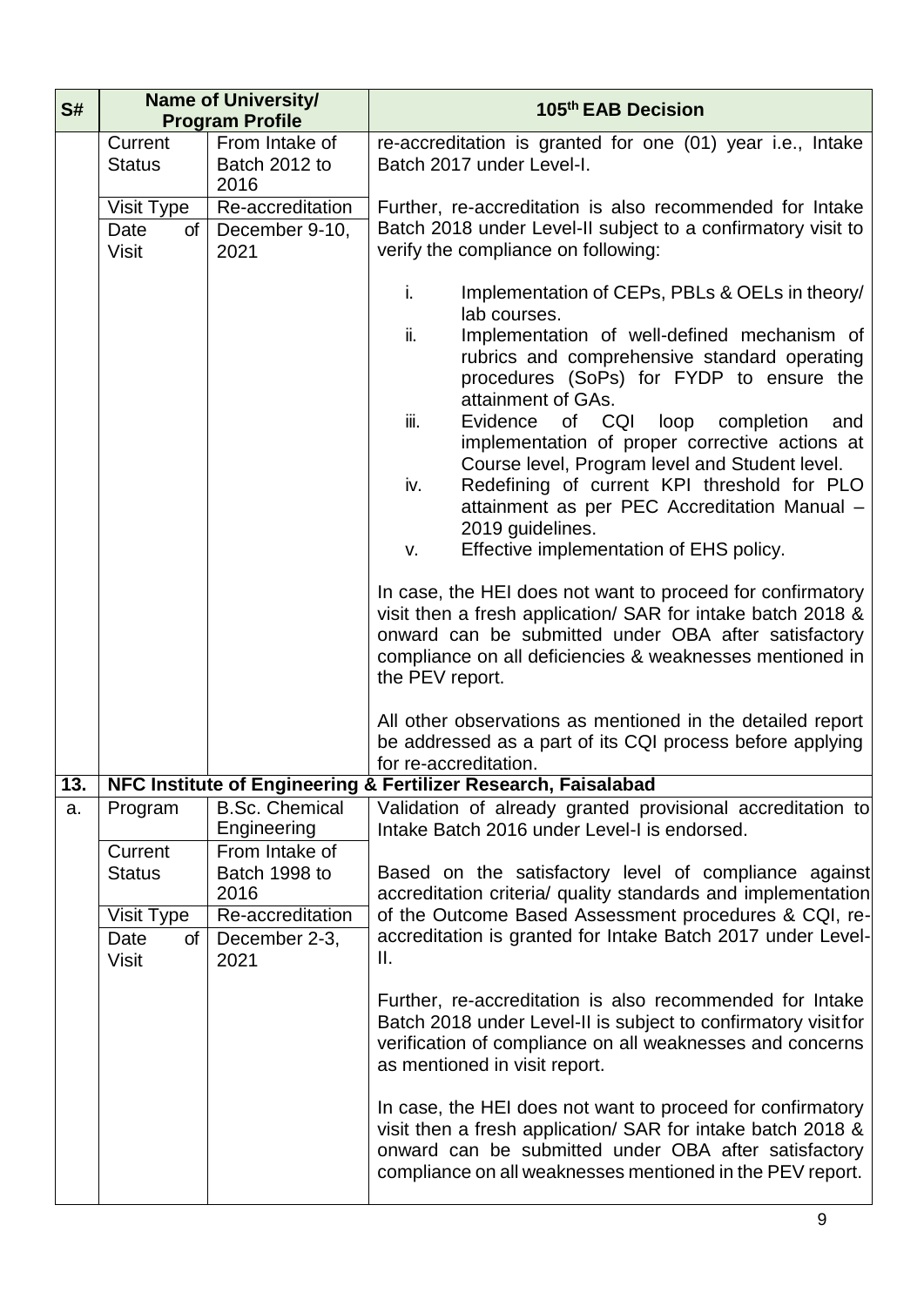| S# | Name of University/ Program Profile | | 105th EAB Decision |
|---|---|---|---|
| | Current Status | From Intake of Batch 2012 to 2016 | re-accreditation is granted for one (01) year i.e., Intake Batch 2017 under Level-I.<br><br>Further, re-accreditation is also recommended for Intake Batch 2018 under Level-II subject to a confirmatory visit to verify the compliance on following:<br><br>i. Implementation of CEPs, PBLs & OELs in theory/ lab courses.<br>ii. Implementation of well-defined mechanism of rubrics and comprehensive standard operating procedures (SoPs) for FYDP to ensure the attainment of GAs.<br>iii. Evidence of CQI loop completion and implementation of proper corrective actions at Course level, Program level and Student level.<br>iv. Redefining of current KPI threshold for PLO attainment as per PEC Accreditation Manual – 2019 guidelines.<br>v. Effective implementation of EHS policy.<br><br>In case, the HEI does not want to proceed for confirmatory visit then a fresh application/ SAR for intake batch 2018 & onward can be submitted under OBA after satisfactory compliance on all deficiencies & weaknesses mentioned in the PEV report.<br><br>All other observations as mentioned in the detailed report be addressed as a part of its CQI process before applying for re-accreditation. |
| | Visit Type | Re-accreditation | |
| | Date of Visit | December 9-10, 2021 | |
| **13.** | **NFC Institute of Engineering & Fertilizer Research, Faisalabad** | | |
| a. | Program | B.Sc. Chemical Engineering | Validation of already granted provisional accreditation to Intake Batch 2016 under Level-I is endorsed.<br><br>Based on the satisfactory level of compliance against accreditation criteria/ quality standards and implementation of the Outcome Based Assessment procedures & CQI, re-accreditation is granted for Intake Batch 2017 under Level-II.<br><br>Further, re-accreditation is also recommended for Intake Batch 2018 under Level-II is subject to confirmatory visit for verification of compliance on all weaknesses and concerns as mentioned in visit report.<br><br>In case, the HEI does not want to proceed for confirmatory visit then a fresh application/ SAR for intake batch 2018 & onward can be submitted under OBA after satisfactory compliance on all weaknesses mentioned in the PEV report. |
| | Current Status | From Intake of Batch 1998 to 2016 | |
| | Visit Type | Re-accreditation | |
| | Date of Visit | December 2-3, 2021 | |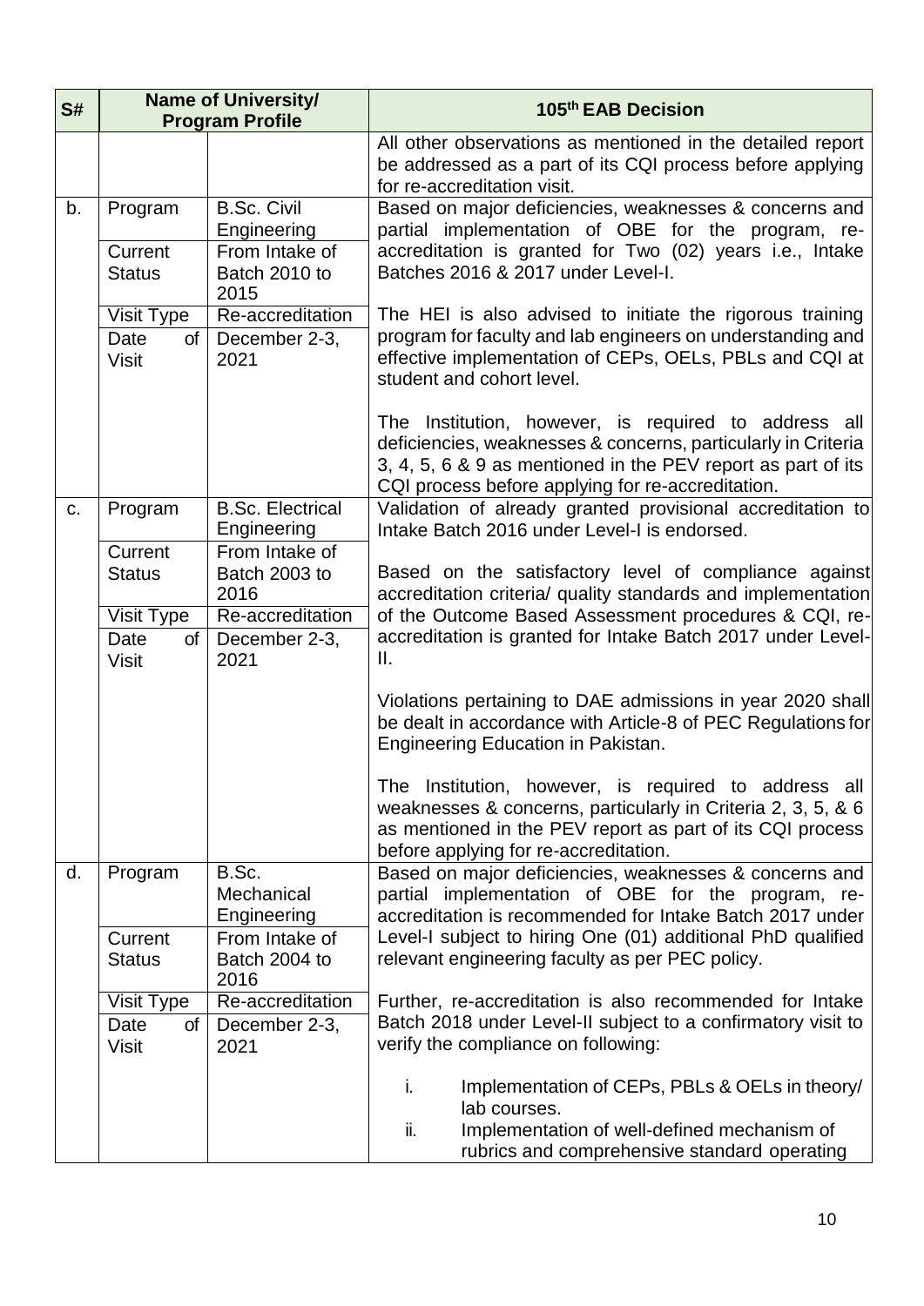| S# | Name of University/ Program Profile | | 105th EAB Decision |
|---|---|---|---|
| | | | All other observations as mentioned in the detailed report be addressed as a part of its CQI process before applying for re-accreditation visit. |
| b. | Program | B.Sc. Civil Engineering | Based on major deficiencies, weaknesses & concerns and partial implementation of OBE for the program, re-accreditation is granted for Two (02) years i.e., Intake Batches 2016 & 2017 under Level-I.<br><br>The HEI is also advised to initiate the rigorous training program for faculty and lab engineers on understanding and effective implementation of CEPs, OELs, PBLs and CQI at student and cohort level.<br><br>The Institution, however, is required to address all deficiencies, weaknesses & concerns, particularly in Criteria 3, 4, 5, 6 & 9 as mentioned in the PEV report as part of its CQI process before applying for re-accreditation. |
| | Current Status | From Intake of Batch 2010 to 2015 | |
| | Visit Type | Re-accreditation | |
| | Date of Visit | December 2-3, 2021 | |
| c. | Program | B.Sc. Electrical Engineering | Validation of already granted provisional accreditation to Intake Batch 2016 under Level-I is endorsed.<br><br>Based on the satisfactory level of compliance against accreditation criteria/ quality standards and implementation of the Outcome Based Assessment procedures & CQI, re-accreditation is granted for Intake Batch 2017 under Level-II.<br><br>Violations pertaining to DAE admissions in year 2020 shall be dealt in accordance with Article-8 of PEC Regulations for Engineering Education in Pakistan.<br><br>The Institution, however, is required to address all weaknesses & concerns, particularly in Criteria 2, 3, 5, & 6 as mentioned in the PEV report as part of its CQI process before applying for re-accreditation. |
| | Current Status | From Intake of Batch 2003 to 2016 | |
| | Visit Type | Re-accreditation | |
| | Date of Visit | December 2-3, 2021 | |
| d. | Program | B.Sc. Mechanical Engineering | Based on major deficiencies, weaknesses & concerns and partial implementation of OBE for the program, re-accreditation is recommended for Intake Batch 2017 under Level-I subject to hiring One (01) additional PhD qualified relevant engineering faculty as per PEC policy.<br><br>Further, re-accreditation is also recommended for Intake Batch 2018 under Level-II subject to a confirmatory visit to verify the compliance on following:<br><br>i. Implementation of CEPs, PBLs & OELs in theory/ lab courses.<br>ii. Implementation of well-defined mechanism of rubrics and comprehensive standard operating |
| | Current Status | From Intake of Batch 2004 to 2016 | |
| | Visit Type | Re-accreditation | |
| | Date of Visit | December 2-3, 2021 | |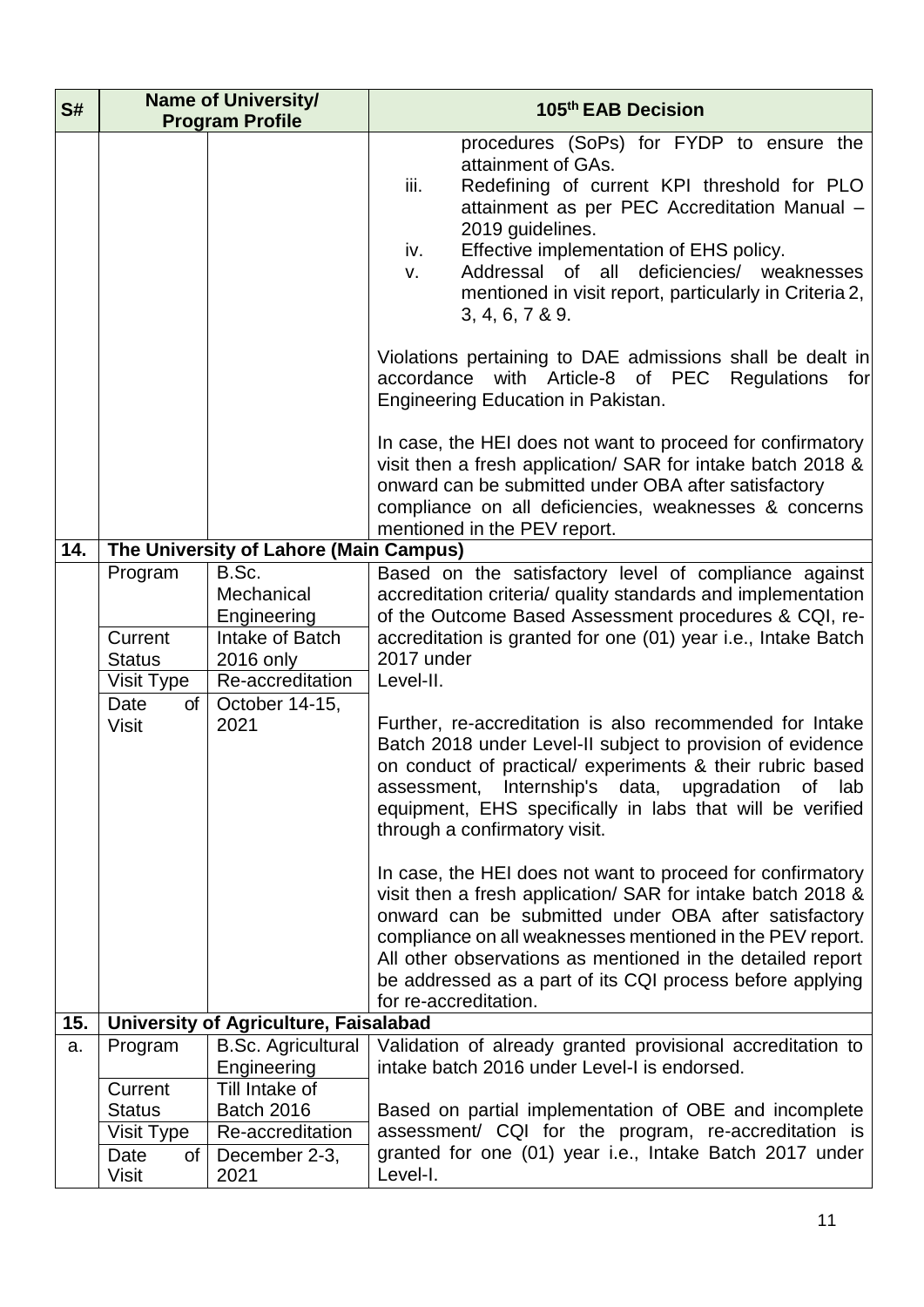| S# | Name of University/ Program Profile | | 105th EAB Decision |
|---|---|---|---|
| | | | procedures (SoPs) for FYDP to ensure the attainment of GAs.<br>iii. Redefining of current KPI threshold for PLO attainment as per PEC Accreditation Manual – 2019 guidelines.<br>iv. Effective implementation of EHS policy.<br>v. Addressal of all deficiencies/ weaknesses mentioned in visit report, particularly in Criteria 2, 3, 4, 6, 7 & 9.<br><br>Violations pertaining to DAE admissions shall be dealt in accordance with Article-8 of PEC Regulations for Engineering Education in Pakistan.<br><br>In case, the HEI does not want to proceed for confirmatory visit then a fresh application/ SAR for intake batch 2018 & onward can be submitted under OBA after satisfactory compliance on all deficiencies, weaknesses & concerns mentioned in the PEV report. |
| **14.** | **The University of Lahore (Main Campus)** | | |
| | Program | B.Sc. Mechanical Engineering | Based on the satisfactory level of compliance against accreditation criteria/ quality standards and implementation of the Outcome Based Assessment procedures & CQI, re-accreditation is granted for one (01) year i.e., Intake Batch 2017 under Level-II.<br><br>Further, re-accreditation is also recommended for Intake Batch 2018 under Level-II subject to provision of evidence on conduct of practical/ experiments & their rubric based assessment, Internship's data, upgradation of lab equipment, EHS specifically in labs that will be verified through a confirmatory visit.<br><br>In case, the HEI does not want to proceed for confirmatory visit then a fresh application/ SAR for intake batch 2018 & onward can be submitted under OBA after satisfactory compliance on all weaknesses mentioned in the PEV report. All other observations as mentioned in the detailed report be addressed as a part of its CQI process before applying for re-accreditation. |
| | Current Status | Intake of Batch 2016 only | |
| | Visit Type | Re-accreditation | |
| | Date of Visit | October 14-15, 2021 | |
| **15.** | **University of Agriculture, Faisalabad** | | |
| a. | Program | B.Sc. Agricultural Engineering | Validation of already granted provisional accreditation to intake batch 2016 under Level-I is endorsed.<br><br>Based on partial implementation of OBE and incomplete assessment/ CQI for the program, re-accreditation is granted for one (01) year i.e., Intake Batch 2017 under Level-I. |
| | Current Status | Till Intake of Batch 2016 | |
| | Visit Type | Re-accreditation | |
| | Date of Visit | December 2-3, 2021 | |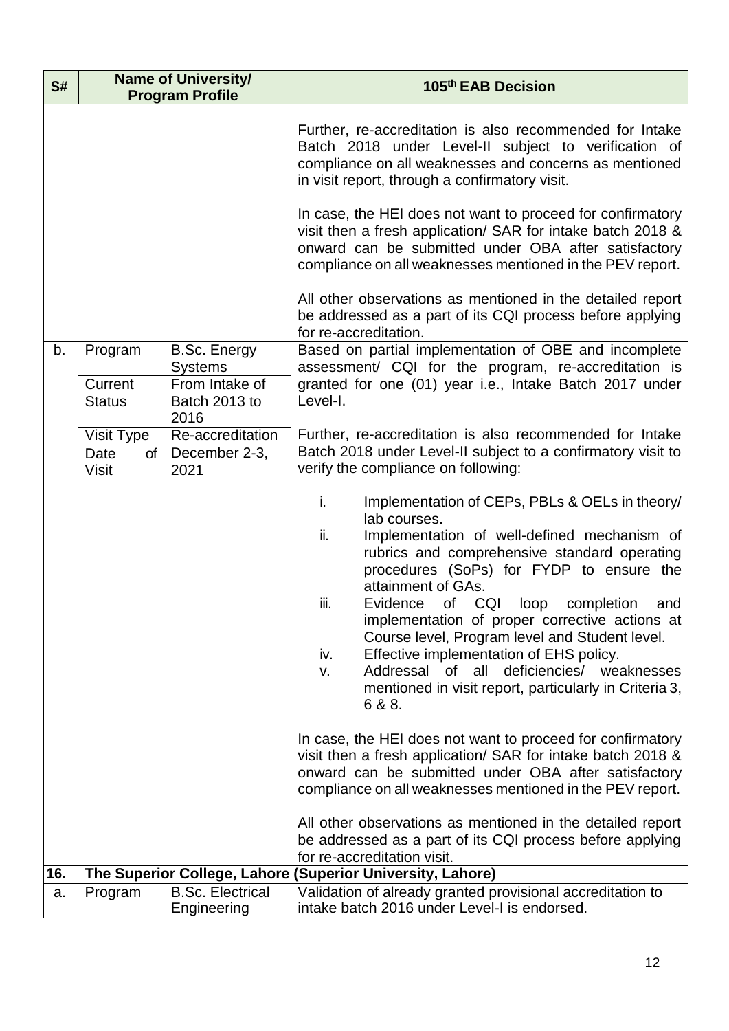| S# | Name of University/ Program Profile | | 105th EAB Decision |
|---|---|---|---|
| | | | Further, re-accreditation is also recommended for Intake Batch 2018 under Level-II subject to verification of compliance on all weaknesses and concerns as mentioned in visit report, through a confirmatory visit.<br><br>In case, the HEI does not want to proceed for confirmatory visit then a fresh application/ SAR for intake batch 2018 & onward can be submitted under OBA after satisfactory compliance on all weaknesses mentioned in the PEV report.<br><br>All other observations as mentioned in the detailed report be addressed as a part of its CQI process before applying for re-accreditation. |
| b. | Program | B.Sc. Energy Systems | Based on partial implementation of OBE and incomplete assessment/ CQI for the program, re-accreditation is granted for one (01) year i.e., Intake Batch 2017 under Level-I. |
| | Current Status | From Intake of Batch 2013 to 2016 | |
| | Visit Type | Re-accreditation | Further, re-accreditation is also recommended for Intake Batch 2018 under Level-II subject to a confirmatory visit to verify the compliance on following: |
| | Date of Visit | December 2-3, 2021 | i. Implementation of CEPs, PBLs & OELs in theory/ lab courses.<br>ii. Implementation of well-defined mechanism of rubrics and comprehensive standard operating procedures (SoPs) for FYDP to ensure the attainment of GAs.<br>iii. Evidence of CQI loop completion and implementation of proper corrective actions at Course level, Program level and Student level.<br>iv. Effective implementation of EHS policy.<br>v. Addressal of all deficiencies/ weaknesses mentioned in visit report, particularly in Criteria 3, 6 & 8.<br><br>In case, the HEI does not want to proceed for confirmatory visit then a fresh application/ SAR for intake batch 2018 & onward can be submitted under OBA after satisfactory compliance on all weaknesses mentioned in the PEV report.<br><br>All other observations as mentioned in the detailed report be addressed as a part of its CQI process before applying for re-accreditation visit. |
| **16.** | **The Superior College, Lahore (Superior University, Lahore)** | | |
| a. | Program | B.Sc. Electrical Engineering | Validation of already granted provisional accreditation to intake batch 2016 under Level-I is endorsed. |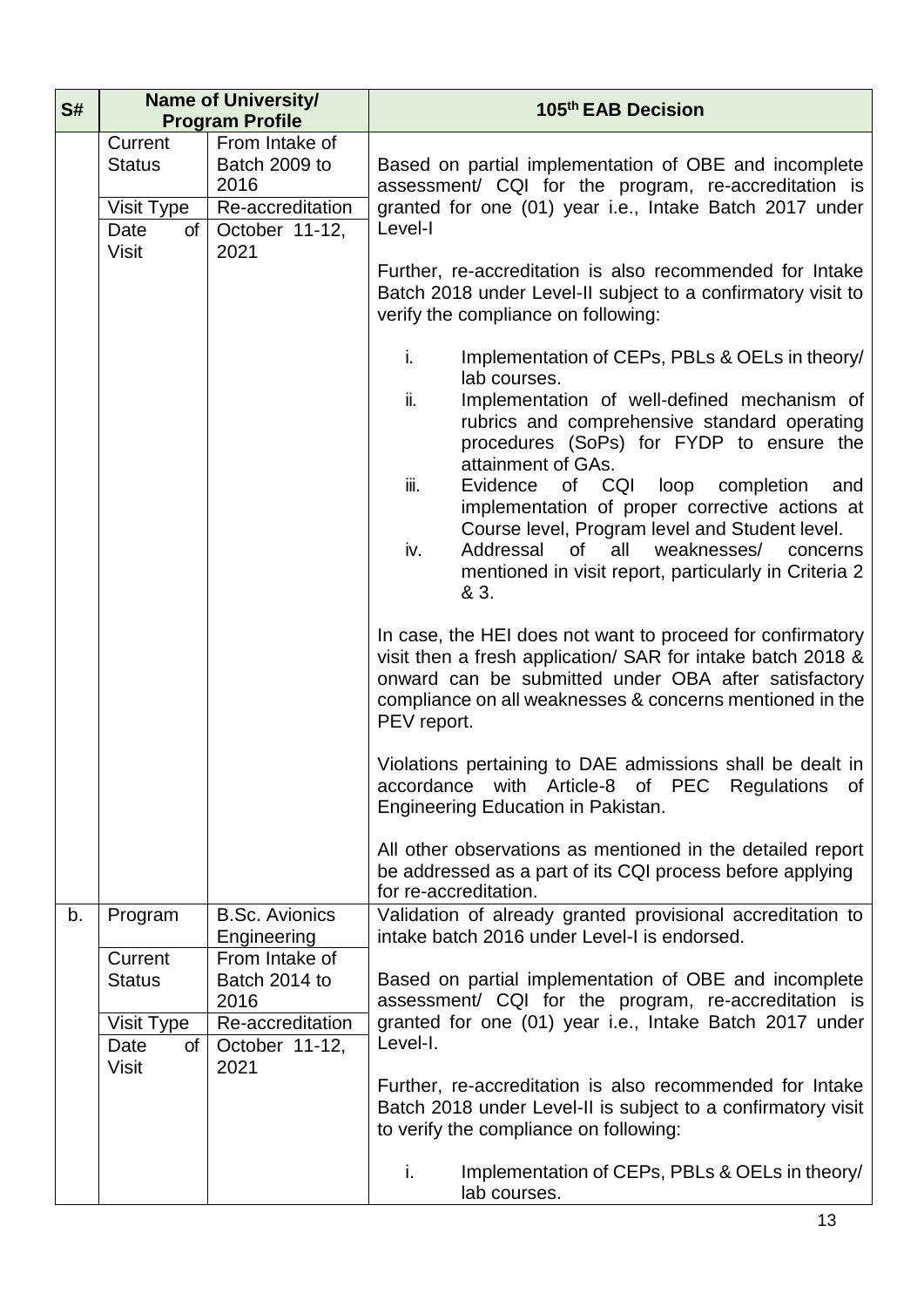| S# | Name of University/ Program Profile | | 105th EAB Decision |
|---|---|---|---|
| | Current Status | From Intake of Batch 2009 to 2016 | Based on partial implementation of OBE and incomplete assessment/ CQI for the program, re-accreditation is granted for one (01) year i.e., Intake Batch 2017 under Level-I<br><br>Further, re-accreditation is also recommended for Intake Batch 2018 under Level-II subject to a confirmatory visit to verify the compliance on following:<br><br>i. Implementation of CEPs, PBLs & OELs in theory/ lab courses.<br>ii. Implementation of well-defined mechanism of rubrics and comprehensive standard operating procedures (SoPs) for FYDP to ensure the attainment of GAs.<br>iii. Evidence of CQI loop completion and implementation of proper corrective actions at Course level, Program level and Student level.<br>iv. Addressal of all weaknesses/ concerns mentioned in visit report, particularly in Criteria 2 & 3.<br><br>In case, the HEI does not want to proceed for confirmatory visit then a fresh application/ SAR for intake batch 2018 & onward can be submitted under OBA after satisfactory compliance on all weaknesses & concerns mentioned in the PEV report.<br><br>Violations pertaining to DAE admissions shall be dealt in accordance with Article-8 of PEC Regulations of Engineering Education in Pakistan.<br><br>All other observations as mentioned in the detailed report be addressed as a part of its CQI process before applying for re-accreditation. |
| | Visit Type | Re-accreditation | |
| | Date of Visit | October 11-12, 2021 | |
| b. | Program | B.Sc. Avionics Engineering | Validation of already granted provisional accreditation to intake batch 2016 under Level-I is endorsed.<br><br>Based on partial implementation of OBE and incomplete assessment/ CQI for the program, re-accreditation is granted for one (01) year i.e., Intake Batch 2017 under Level-I.<br><br>Further, re-accreditation is also recommended for Intake Batch 2018 under Level-II is subject to a confirmatory visit to verify the compliance on following:<br><br>i. Implementation of CEPs, PBLs & OELs in theory/ lab courses. |
| | Current Status | From Intake of Batch 2014 to 2016 | |
| | Visit Type | Re-accreditation | |
| | Date of Visit | October 11-12, 2021 | |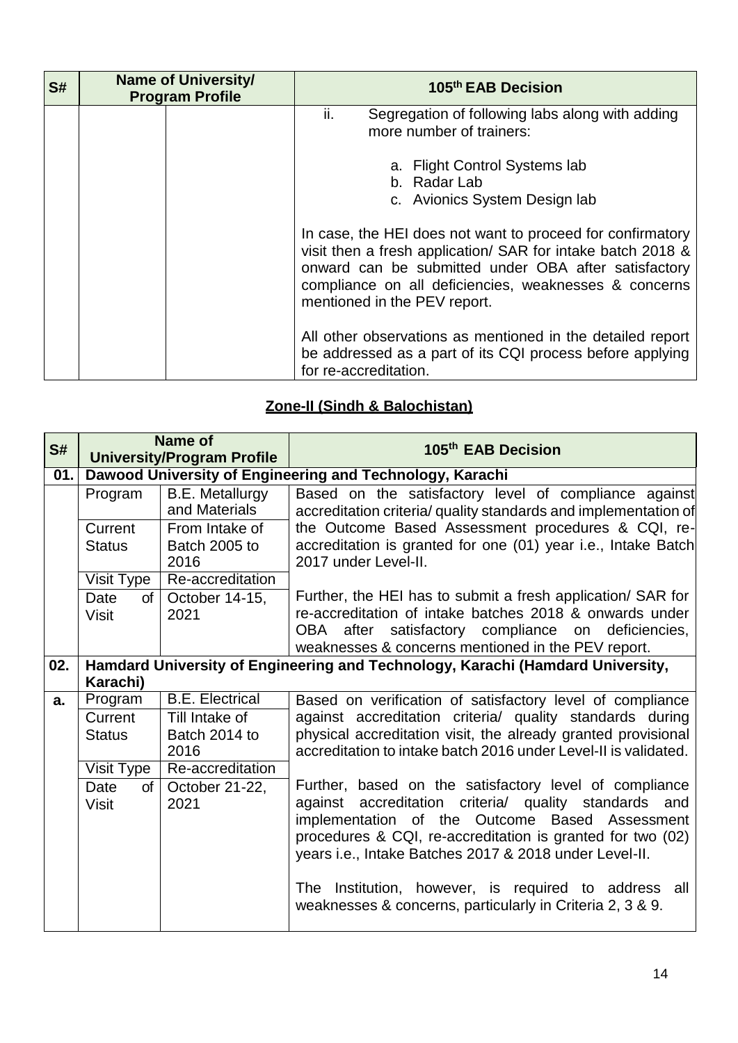| S# | Name of University/ Program Profile | | 105th EAB Decision |
|---|---|---|---|
| | | | ii. Segregation of following labs along with adding more number of trainers:<br><br>a. Flight Control Systems lab<br>b. Radar Lab<br>c. Avionics System Design lab<br><br>In case, the HEI does not want to proceed for confirmatory visit then a fresh application/ SAR for intake batch 2018 & onward can be submitted under OBA after satisfactory compliance on all deficiencies, weaknesses & concerns mentioned in the PEV report.<br><br>All other observations as mentioned in the detailed report be addressed as a part of its CQI process before applying for re-accreditation. |

## Zone-II (Sindh & Balochistan)

| S# | Name of University/Program Profile | | 105th EAB Decision |
|---|---|---|---|
| **01.** | **Dawood University of Engineering and Technology, Karachi** | | |
| | Program | B.E. Metallurgy and Materials | Based on the satisfactory level of compliance against accreditation criteria/ quality standards and implementation of the Outcome Based Assessment procedures & CQI, re-accreditation is granted for one (01) year i.e., Intake Batch 2017 under Level-II.<br><br>Further, the HEI has to submit a fresh application/ SAR for re-accreditation of intake batches 2018 & onwards under OBA after satisfactory compliance on deficiencies, weaknesses & concerns mentioned in the PEV report. |
| | Current Status | From Intake of Batch 2005 to 2016 | |
| | Visit Type | Re-accreditation | |
| | Date of Visit | October 14-15, 2021 | |
| **02.** | **Hamdard University of Engineering and Technology, Karachi (Hamdard University, Karachi)** | | |
| **a.** | Program | B.E. Electrical | Based on verification of satisfactory level of compliance against accreditation criteria/ quality standards during physical accreditation visit, the already granted provisional accreditation to intake batch 2016 under Level-II is validated.<br><br>Further, based on the satisfactory level of compliance against accreditation criteria/ quality standards and implementation of the Outcome Based Assessment procedures & CQI, re-accreditation is granted for two (02) years i.e., Intake Batches 2017 & 2018 under Level-II.<br><br>The Institution, however, is required to address all weaknesses & concerns, particularly in Criteria 2, 3 & 9. |
| | Current Status | Till Intake of Batch 2014 to 2016 | |
| | Visit Type | Re-accreditation | |
| | Date of Visit | October 21-22, 2021 | |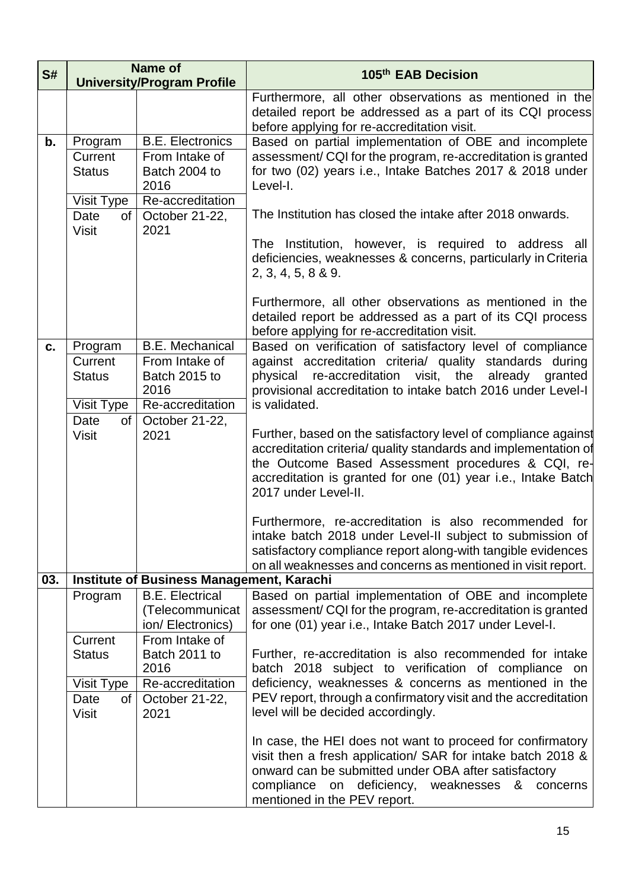| S# | Name of University/Program Profile | | 105th EAB Decision |
|---|---|---|---|
| | | | Furthermore, all other observations as mentioned in the detailed report be addressed as a part of its CQI process before applying for re-accreditation visit. |
| **b.** | Program | B.E. Electronics | Based on partial implementation of OBE and incomplete assessment/ CQI for the program, re-accreditation is granted for two (02) years i.e., Intake Batches 2017 & 2018 under Level-I.<br><br>The Institution has closed the intake after 2018 onwards.<br><br>The Institution, however, is required to address all deficiencies, weaknesses & concerns, particularly in Criteria 2, 3, 4, 5, 8 & 9.<br><br>Furthermore, all other observations as mentioned in the detailed report be addressed as a part of its CQI process before applying for re-accreditation visit. |
| | Current Status | From Intake of Batch 2004 to 2016 | |
| | Visit Type | Re-accreditation | |
| | Date of Visit | October 21-22, 2021 | |
| **c.** | Program | B.E. Mechanical | Based on verification of satisfactory level of compliance against accreditation criteria/ quality standards during physical re-accreditation visit, the already granted provisional accreditation to intake batch 2016 under Level-I is validated.<br><br>Further, based on the satisfactory level of compliance against accreditation criteria/ quality standards and implementation of the Outcome Based Assessment procedures & CQI, re-accreditation is granted for one (01) year i.e., Intake Batch 2017 under Level-II.<br><br>Furthermore, re-accreditation is also recommended for intake batch 2018 under Level-II subject to submission of satisfactory compliance report along-with tangible evidences on all weaknesses and concerns as mentioned in visit report. |
| | Current Status | From Intake of Batch 2015 to 2016 | |
| | Visit Type | Re-accreditation | |
| | Date of Visit | October 21-22, 2021 | |
| **03.** | **Institute of Business Management, Karachi** | | |
| | Program | B.E. Electrical (Telecommunication/ Electronics) | Based on partial implementation of OBE and incomplete assessment/ CQI for the program, re-accreditation is granted for one (01) year i.e., Intake Batch 2017 under Level-I.<br><br>Further, re-accreditation is also recommended for intake batch 2018 subject to verification of compliance on deficiency, weaknesses & concerns as mentioned in the PEV report, through a confirmatory visit and the accreditation level will be decided accordingly.<br><br>In case, the HEI does not want to proceed for confirmatory visit then a fresh application/ SAR for intake batch 2018 & onward can be submitted under OBA after satisfactory compliance on deficiency, weaknesses & concerns mentioned in the PEV report. |
| | Current Status | From Intake of Batch 2011 to 2016 | |
| | Visit Type | Re-accreditation | |
| | Date of Visit | October 21-22, 2021 | |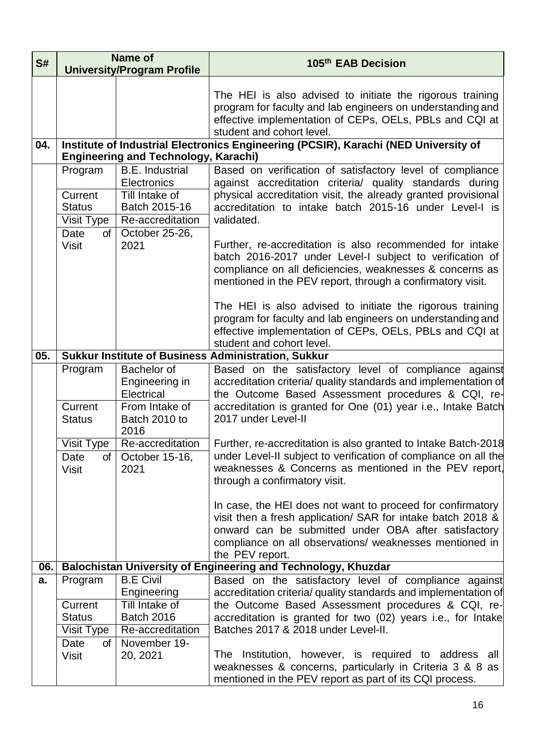| S# | Name of University/Program Profile | | 105th EAB Decision |
|---|---|---|---|
| | | | The HEI is also advised to initiate the rigorous training program for faculty and lab engineers on understanding and effective implementation of CEPs, OELs, PBLs and CQI at student and cohort level. |
| **04.** | **Institute of Industrial Electronics Engineering (PCSIR), Karachi (NED University of Engineering and Technology, Karachi)** | | |
| | Program | B.E. Industrial Electronics | Based on verification of satisfactory level of compliance against accreditation criteria/ quality standards during physical accreditation visit, the already granted provisional accreditation to intake batch 2015-16 under Level-I is validated.<br><br>Further, re-accreditation is also recommended for intake batch 2016-2017 under Level-I subject to verification of compliance on all deficiencies, weaknesses & concerns as mentioned in the PEV report, through a confirmatory visit.<br><br>The HEI is also advised to initiate the rigorous training program for faculty and lab engineers on understanding and effective implementation of CEPs, OELs, PBLs and CQI at student and cohort level. |
| | Current Status | Till Intake of Batch 2015-16 | |
| | Visit Type | Re-accreditation | |
| | Date of Visit | October 25-26, 2021 | |
| **05.** | **Sukkur Institute of Business Administration, Sukkur** | | |
| | Program | Bachelor of Engineering in Electrical | Based on the satisfactory level of compliance against accreditation criteria/ quality standards and implementation of the Outcome Based Assessment procedures & CQI, re-accreditation is granted for One (01) year i.e., Intake Batch 2017 under Level-II<br><br>Further, re-accreditation is also granted to Intake Batch-2018 under Level-II subject to verification of compliance on all the weaknesses & Concerns as mentioned in the PEV report, through a confirmatory visit.<br><br>In case, the HEI does not want to proceed for confirmatory visit then a fresh application/ SAR for intake batch 2018 & onward can be submitted under OBA after satisfactory compliance on all observations/ weaknesses mentioned in the PEV report. |
| | Current Status | From Intake of Batch 2010 to 2016 | |
| | Visit Type | Re-accreditation | |
| | Date of Visit | October 15-16, 2021 | |
| **06.** | **Balochistan University of Engineering and Technology, Khuzdar** | | |
| **a.** | Program | B.E Civil Engineering | Based on the satisfactory level of compliance against accreditation criteria/ quality standards and implementation of the Outcome Based Assessment procedures & CQI, re-accreditation is granted for two (02) years i.e., for Intake Batches 2017 & 2018 under Level-II.<br><br>The Institution, however, is required to address all weaknesses & concerns, particularly in Criteria 3 & 8 as mentioned in the PEV report as part of its CQI process. |
| | Current Status | Till Intake of Batch 2016 | |
| | Visit Type | Re-accreditation | |
| | Date of Visit | November 19-20, 2021 | |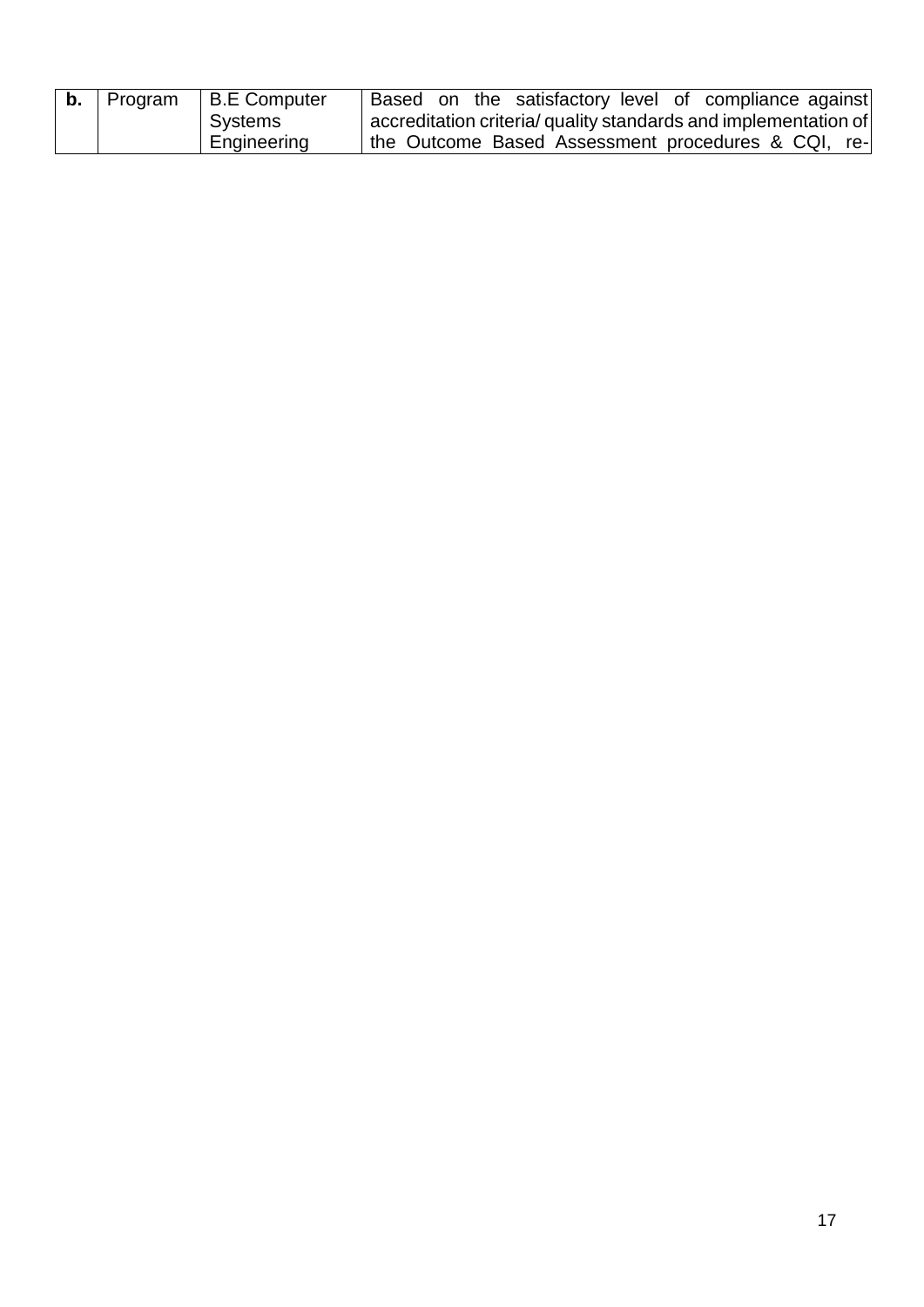| **b.** | Program | B.E Computer Systems Engineering | Based on the satisfactory level of compliance against accreditation criteria/ quality standards and implementation of the Outcome Based Assessment procedures & CQI, re- |
| --- | --- | --- | --- |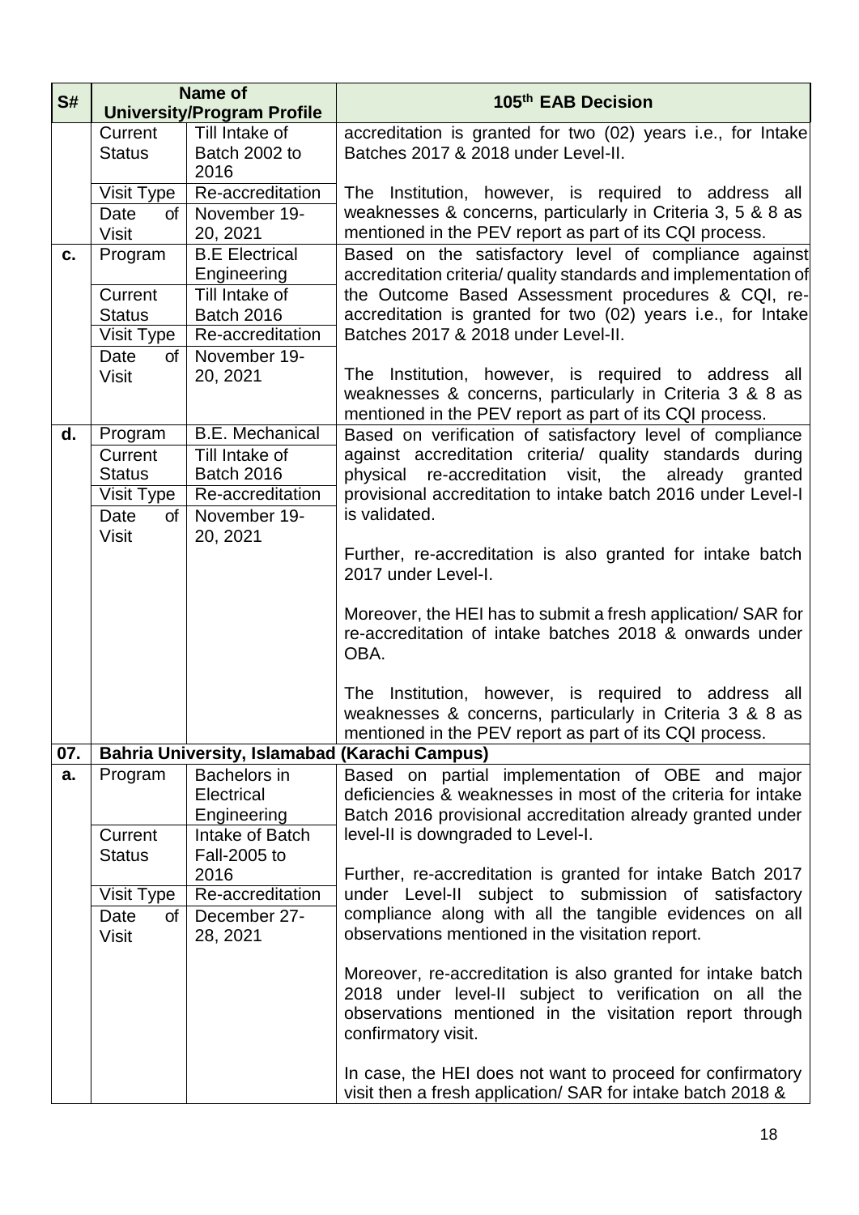| S# | Name of University/Program Profile | | 105th EAB Decision |
|---|---|---|---|
| | Current Status | Till Intake of Batch 2002 to 2016 | accreditation is granted for two (02) years i.e., for Intake Batches 2017 & 2018 under Level-II.<br><br>The Institution, however, is required to address all weaknesses & concerns, particularly in Criteria 3, 5 & 8 as mentioned in the PEV report as part of its CQI process. |
| | Visit Type | Re-accreditation | |
| | Date of Visit | November 19-20, 2021 | |
| **c.** | Program | B.E Electrical Engineering | Based on the satisfactory level of compliance against accreditation criteria/ quality standards and implementation of the Outcome Based Assessment procedures & CQI, re-accreditation is granted for two (02) years i.e., for Intake Batches 2017 & 2018 under Level-II.<br><br>The Institution, however, is required to address all weaknesses & concerns, particularly in Criteria 3 & 8 as mentioned in the PEV report as part of its CQI process. |
| | Current Status | Till Intake of Batch 2016 | |
| | Visit Type | Re-accreditation | |
| | Date of Visit | November 19-20, 2021 | |
| **d.** | Program | B.E. Mechanical | Based on verification of satisfactory level of compliance against accreditation criteria/ quality standards during physical re-accreditation visit, the already granted provisional accreditation to intake batch 2016 under Level-I is validated.<br><br>Further, re-accreditation is also granted for intake batch 2017 under Level-I.<br><br>Moreover, the HEI has to submit a fresh application/ SAR for re-accreditation of intake batches 2018 & onwards under OBA.<br><br>The Institution, however, is required to address all weaknesses & concerns, particularly in Criteria 3 & 8 as mentioned in the PEV report as part of its CQI process. |
| | Current Status | Till Intake of Batch 2016 | |
| | Visit Type | Re-accreditation | |
| | Date of Visit | November 19-20, 2021 | |
| **07.** | **Bahria University, Islamabad (Karachi Campus)** | | |
| **a.** | Program | Bachelors in Electrical Engineering | Based on partial implementation of OBE and major deficiencies & weaknesses in most of the criteria for intake Batch 2016 provisional accreditation already granted under level-II is downgraded to Level-I.<br><br>Further, re-accreditation is granted for intake Batch 2017 under Level-II subject to submission of satisfactory compliance along with all the tangible evidences on all observations mentioned in the visitation report.<br><br>Moreover, re-accreditation is also granted for intake batch 2018 under level-II subject to verification on all the observations mentioned in the visitation report through confirmatory visit.<br><br>In case, the HEI does not want to proceed for confirmatory visit then a fresh application/ SAR for intake batch 2018 & |
| | Current Status | Intake of Batch Fall-2005 to 2016 | |
| | Visit Type | Re-accreditation | |
| | Date of Visit | December 27-28, 2021 | |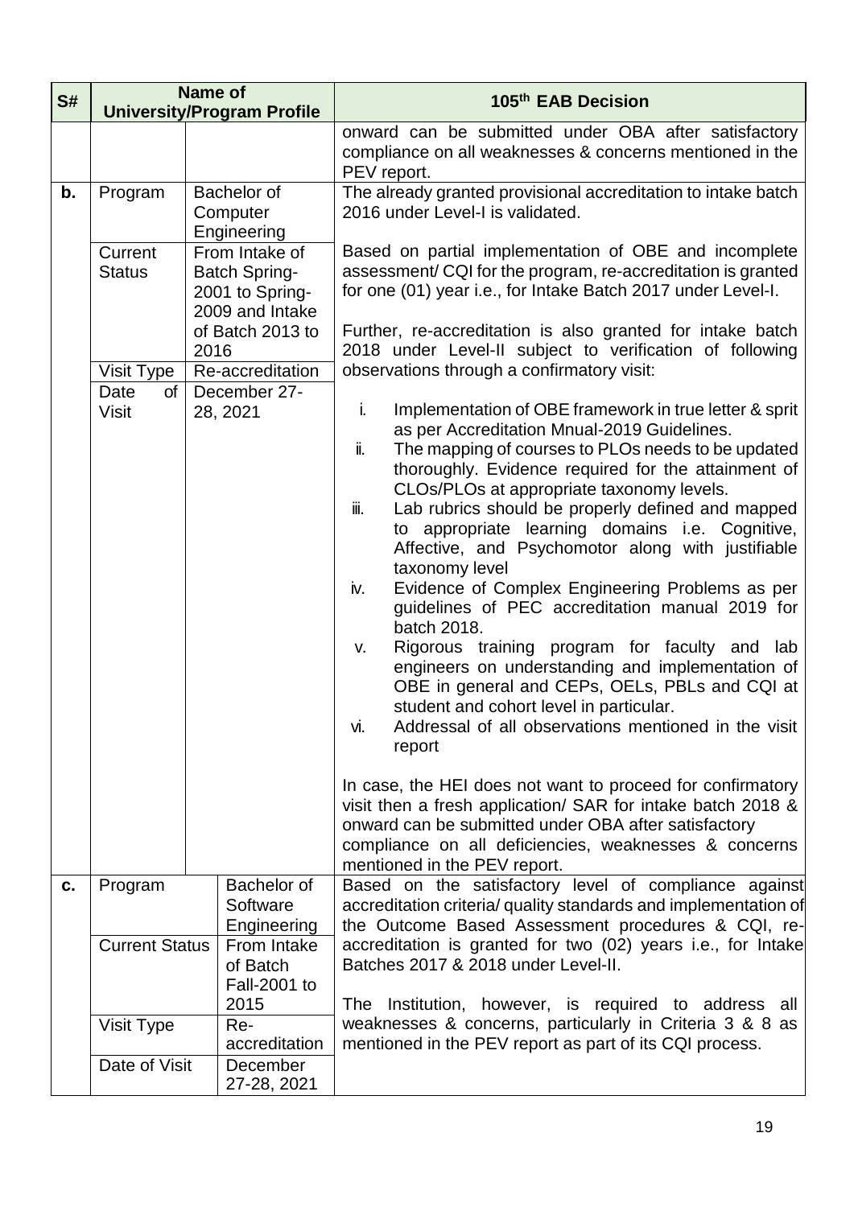| S# | Name of University/Program Profile | | 105th EAB Decision |
|---|---|---|---|
| | | | onward can be submitted under OBA after satisfactory compliance on all weaknesses & concerns mentioned in the PEV report. |
| **b.** | Program | Bachelor of Computer Engineering | The already granted provisional accreditation to intake batch 2016 under Level-I is validated.<br><br>Based on partial implementation of OBE and incomplete assessment/ CQI for the program, re-accreditation is granted for one (01) year i.e., for Intake Batch 2017 under Level-I.<br><br>Further, re-accreditation is also granted for intake batch 2018 under Level-II subject to verification of following observations through a confirmatory visit:<br><br>i. Implementation of OBE framework in true letter & sprit as per Accreditation Mnual-2019 Guidelines.<br>ii. The mapping of courses to PLOs needs to be updated thoroughly. Evidence required for the attainment of CLOs/PLOs at appropriate taxonomy levels.<br>iii. Lab rubrics should be properly defined and mapped to appropriate learning domains i.e. Cognitive, Affective, and Psychomotor along with justifiable taxonomy level<br>iv. Evidence of Complex Engineering Problems as per guidelines of PEC accreditation manual 2019 for batch 2018.<br>v. Rigorous training program for faculty and lab engineers on understanding and implementation of OBE in general and CEPs, OELs, PBLs and CQI at student and cohort level in particular.<br>vi. Addressal of all observations mentioned in the visit report<br><br>In case, the HEI does not want to proceed for confirmatory visit then a fresh application/ SAR for intake batch 2018 & onward can be submitted under OBA after satisfactory compliance on all deficiencies, weaknesses & concerns mentioned in the PEV report. |
| | Current Status | From Intake of Batch Spring-2001 to Spring-2009 and Intake of Batch 2013 to 2016 | |
| | Visit Type | Re-accreditation | |
| | Date of Visit | December 27-28, 2021 | |
| **c.** | Program | Bachelor of Software Engineering | Based on the satisfactory level of compliance against accreditation criteria/ quality standards and implementation of the Outcome Based Assessment procedures & CQI, re-accreditation is granted for two (02) years i.e., for Intake Batches 2017 & 2018 under Level-II.<br><br>The Institution, however, is required to address all weaknesses & concerns, particularly in Criteria 3 & 8 as mentioned in the PEV report as part of its CQI process. |
| | Current Status | From Intake of Batch Fall-2001 to 2015 | |
| | Visit Type | Re-accreditation | |
| | Date of Visit | December 27-28, 2021 | |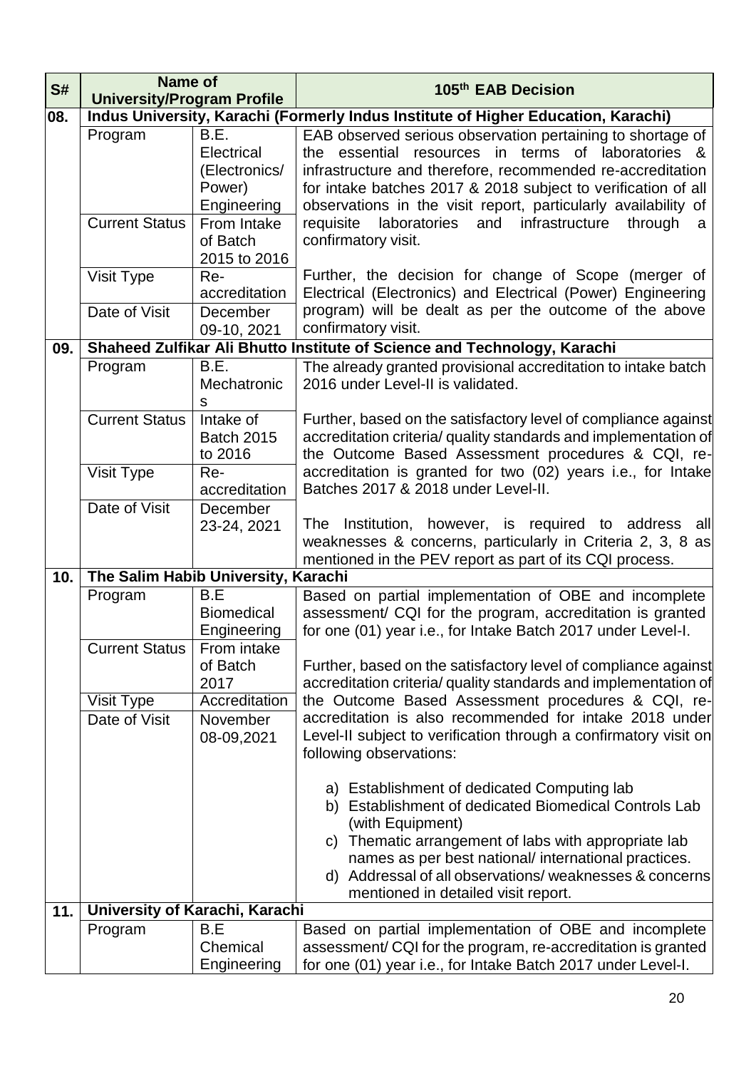| S# | Name of University/Program Profile | | 105th EAB Decision |
|---|---|---|---|
| 08. | **Indus University, Karachi (Formerly Indus Institute of Higher Education, Karachi)** | | |
| | Program | B.E. Electrical (Electronics/ Power) Engineering | EAB observed serious observation pertaining to shortage of the essential resources in terms of laboratories & infrastructure and therefore, recommended re-accreditation for intake batches 2017 & 2018 subject to verification of all observations in the visit report, particularly availability of requisite laboratories and infrastructure through a confirmatory visit.<br><br>Further, the decision for change of Scope (merger of Electrical (Electronics) and Electrical (Power) Engineering program) will be dealt as per the outcome of the above confirmatory visit. |
| | Current Status | From Intake of Batch 2015 to 2016 | |
| | Visit Type | Re-accreditation | |
| | Date of Visit | December 09-10, 2021 | |
| 09. | **Shaheed Zulfikar Ali Bhutto Institute of Science and Technology, Karachi** | | |
| | Program | B.E. Mechatronics | The already granted provisional accreditation to intake batch 2016 under Level-II is validated.<br><br>Further, based on the satisfactory level of compliance against accreditation criteria/ quality standards and implementation of the Outcome Based Assessment procedures & CQI, re-accreditation is granted for two (02) years i.e., for Intake Batches 2017 & 2018 under Level-II.<br><br>The Institution, however, is required to address all weaknesses & concerns, particularly in Criteria 2, 3, 8 as mentioned in the PEV report as part of its CQI process. |
| | Current Status | Intake of Batch 2015 to 2016 | |
| | Visit Type | Re-accreditation | |
| | Date of Visit | December 23-24, 2021 | |
| 10. | **The Salim Habib University, Karachi** | | |
| | Program | B.E Biomedical Engineering | Based on partial implementation of OBE and incomplete assessment/ CQI for the program, accreditation is granted for one (01) year i.e., for Intake Batch 2017 under Level-I.<br><br>Further, based on the satisfactory level of compliance against accreditation criteria/ quality standards and implementation of the Outcome Based Assessment procedures & CQI, re-accreditation is also recommended for intake 2018 under Level-II subject to verification through a confirmatory visit on following observations:<br><br>a) Establishment of dedicated Computing lab<br>b) Establishment of dedicated Biomedical Controls Lab (with Equipment)<br>c) Thematic arrangement of labs with appropriate lab names as per best national/ international practices.<br>d) Addressal of all observations/ weaknesses & concerns mentioned in detailed visit report. |
| | Current Status | From intake of Batch 2017 | |
| | Visit Type | Accreditation | |
| | Date of Visit | November 08-09,2021 | |
| 11. | **University of Karachi, Karachi** | | |
| | Program | B.E Chemical Engineering | Based on partial implementation of OBE and incomplete assessment/ CQI for the program, re-accreditation is granted for one (01) year i.e., for Intake Batch 2017 under Level-I. |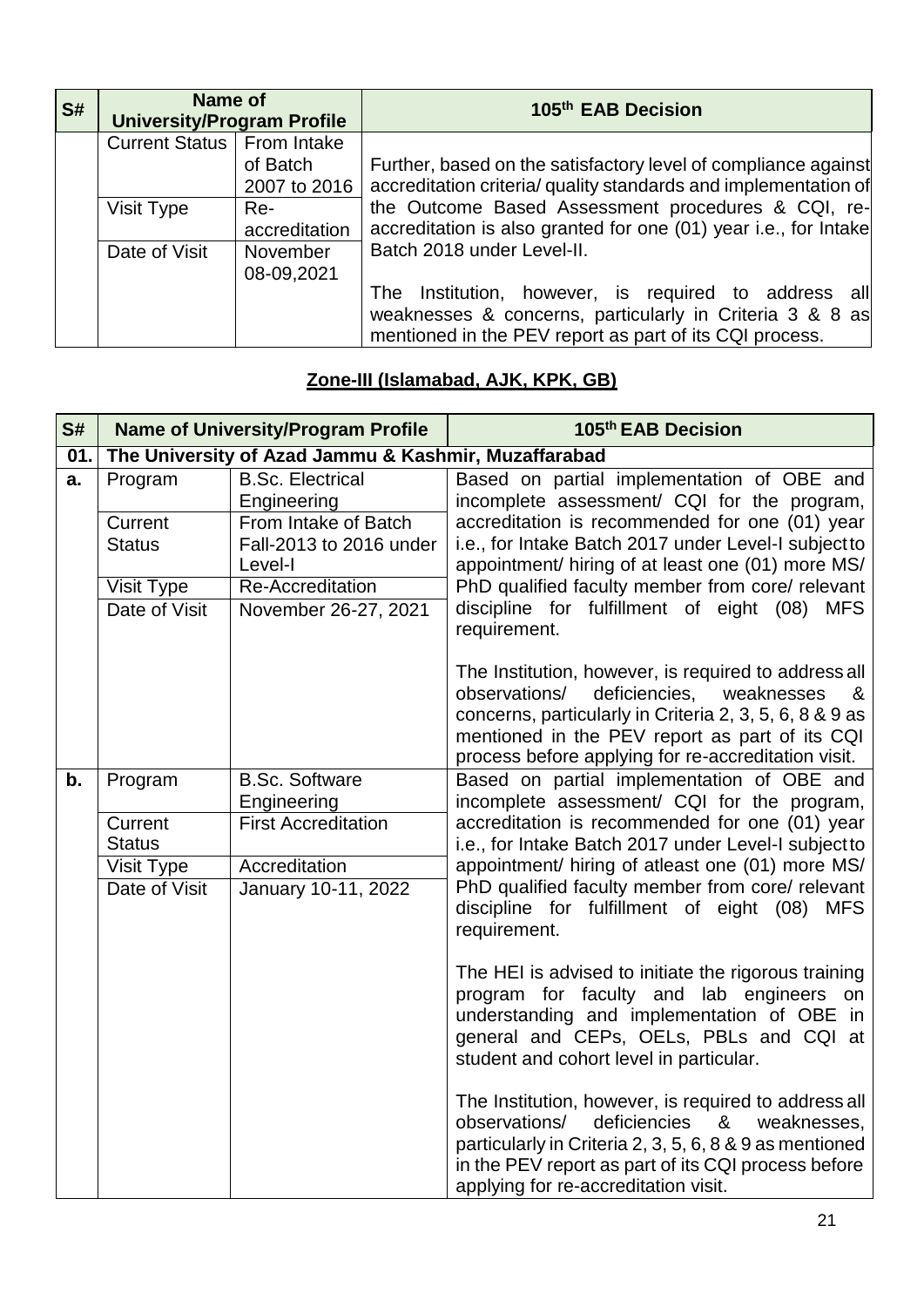| S# | Name of University/Program Profile | | 105th EAB Decision |
|---|---|---|---|
| | Current Status | From Intake of Batch 2007 to 2016 | Further, based on the satisfactory level of compliance against accreditation criteria/ quality standards and implementation of the Outcome Based Assessment procedures & CQI, re-accreditation is also granted for one (01) year i.e., for Intake Batch 2018 under Level-II.<br><br>The Institution, however, is required to address all weaknesses & concerns, particularly in Criteria 3 & 8 as mentioned in the PEV report as part of its CQI process. |
| | Visit Type | Re-accreditation | |
| | Date of Visit | November 08-09,2021 | |

## Zone-III (Islamabad, AJK, KPK, GB)

| S# | Name of University/Program Profile | | 105th EAB Decision |
|---|---|---|---|
| **01.** | **The University of Azad Jammu & Kashmir, Muzaffarabad** | | |
| **a.** | Program | B.Sc. Electrical Engineering | Based on partial implementation of OBE and incomplete assessment/ CQI for the program, accreditation is recommended for one (01) year i.e., for Intake Batch 2017 under Level-I subject to appointment/ hiring of at least one (01) more MS/ PhD qualified faculty member from core/ relevant discipline for fulfillment of eight (08) MFS requirement.<br><br>The Institution, however, is required to address all observations/ deficiencies, weaknesses & concerns, particularly in Criteria 2, 3, 5, 6, 8 & 9 as mentioned in the PEV report as part of its CQI process before applying for re-accreditation visit. |
| | Current Status | From Intake of Batch Fall-2013 to 2016 under Level-I | |
| | Visit Type | Re-Accreditation | |
| | Date of Visit | November 26-27, 2021 | |
| **b.** | Program | B.Sc. Software Engineering | Based on partial implementation of OBE and incomplete assessment/ CQI for the program, accreditation is recommended for one (01) year i.e., for Intake Batch 2017 under Level-I subject to appointment/ hiring of atleast one (01) more MS/ PhD qualified faculty member from core/ relevant discipline for fulfillment of eight (08) MFS requirement.<br><br>The HEI is advised to initiate the rigorous training program for faculty and lab engineers on understanding and implementation of OBE in general and CEPs, OELs, PBLs and CQI at student and cohort level in particular.<br><br>The Institution, however, is required to address all observations/ deficiencies & weaknesses, particularly in Criteria 2, 3, 5, 6, 8 & 9 as mentioned in the PEV report as part of its CQI process before applying for re-accreditation visit. |
| | Current Status | First Accreditation | |
| | Visit Type | Accreditation | |
| | Date of Visit | January 10-11, 2022 | |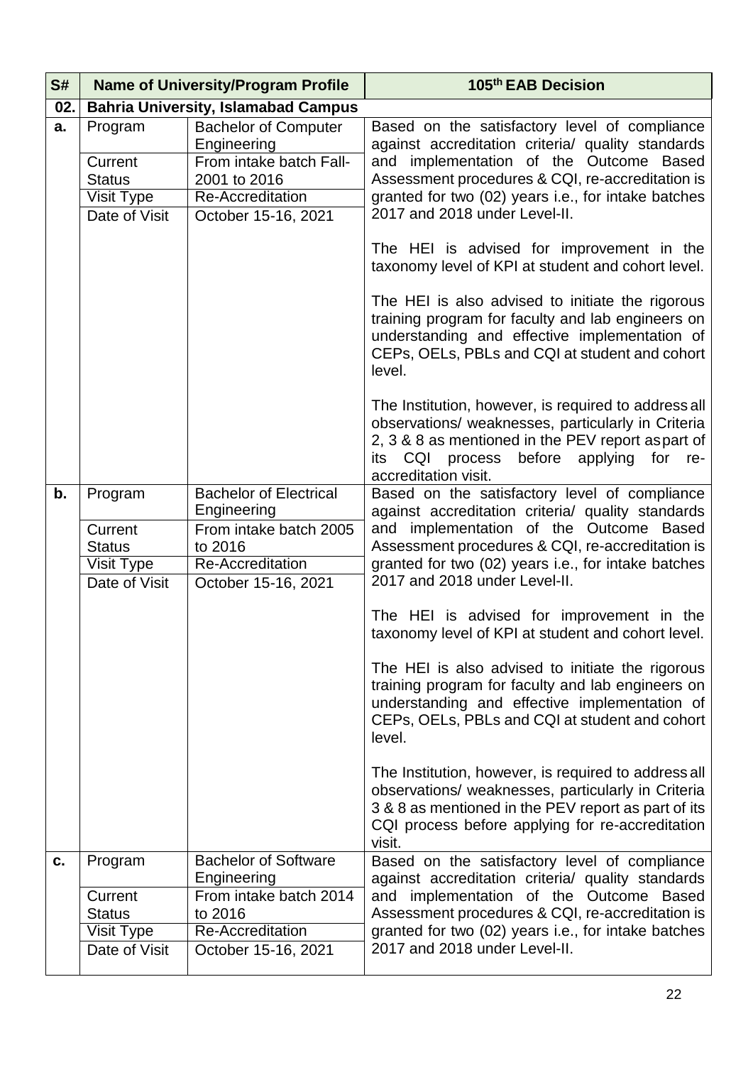| S# | Name of University/Program Profile | | 105th EAB Decision |
|---|---|---|---|
| 02. | **Bahria University, Islamabad Campus** | | |
| a. | Program | Bachelor of Computer Engineering | Based on the satisfactory level of compliance against accreditation criteria/ quality standards and implementation of the Outcome Based Assessment procedures & CQI, re-accreditation is granted for two (02) years i.e., for intake batches 2017 and 2018 under Level-II.<br><br>The HEI is advised for improvement in the taxonomy level of KPI at student and cohort level.<br><br>The HEI is also advised to initiate the rigorous training program for faculty and lab engineers on understanding and effective implementation of CEPs, OELs, PBLs and CQI at student and cohort level.<br><br>The Institution, however, is required to address all observations/ weaknesses, particularly in Criteria 2, 3 & 8 as mentioned in the PEV report as part of its CQI process before applying for re-accreditation visit. |
| | Current Status | From intake batch Fall-2001 to 2016 | |
| | Visit Type | Re-Accreditation | |
| | Date of Visit | October 15-16, 2021 | |
| b. | Program | Bachelor of Electrical Engineering | Based on the satisfactory level of compliance against accreditation criteria/ quality standards and implementation of the Outcome Based Assessment procedures & CQI, re-accreditation is granted for two (02) years i.e., for intake batches 2017 and 2018 under Level-II.<br><br>The HEI is advised for improvement in the taxonomy level of KPI at student and cohort level.<br><br>The HEI is also advised to initiate the rigorous training program for faculty and lab engineers on understanding and effective implementation of CEPs, OELs, PBLs and CQI at student and cohort level.<br><br>The Institution, however, is required to address all observations/ weaknesses, particularly in Criteria 3 & 8 as mentioned in the PEV report as part of its CQI process before applying for re-accreditation visit. |
| | Current Status | From intake batch 2005 to 2016 | |
| | Visit Type | Re-Accreditation | |
| | Date of Visit | October 15-16, 2021 | |
| c. | Program | Bachelor of Software Engineering | Based on the satisfactory level of compliance against accreditation criteria/ quality standards and implementation of the Outcome Based Assessment procedures & CQI, re-accreditation is granted for two (02) years i.e., for intake batches 2017 and 2018 under Level-II. |
| | Current Status | From intake batch 2014 to 2016 | |
| | Visit Type | Re-Accreditation | |
| | Date of Visit | October 15-16, 2021 | |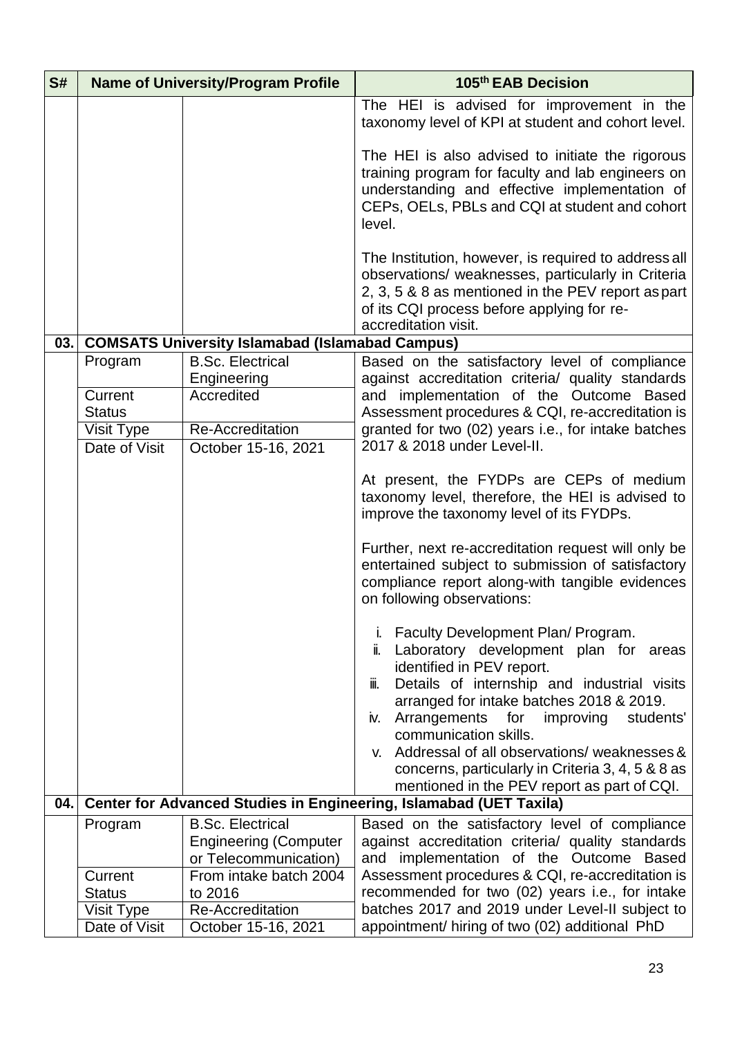| S# | Name of University/Program Profile | | 105th EAB Decision |
|---|---|---|---|
| | | | The HEI is advised for improvement in the taxonomy level of KPI at student and cohort level.<br><br>The HEI is also advised to initiate the rigorous training program for faculty and lab engineers on understanding and effective implementation of CEPs, OELs, PBLs and CQI at student and cohort level.<br><br>The Institution, however, is required to address all observations/ weaknesses, particularly in Criteria 2, 3, 5 & 8 as mentioned in the PEV report as part of its CQI process before applying for re-accreditation visit. |
| **03.** | **COMSATS University Islamabad (Islamabad Campus)** | | |
| | Program | B.Sc. Electrical Engineering | Based on the satisfactory level of compliance against accreditation criteria/ quality standards and implementation of the Outcome Based Assessment procedures & CQI, re-accreditation is granted for two (02) years i.e., for intake batches 2017 & 2018 under Level-II.<br><br>At present, the FYDPs are CEPs of medium taxonomy level, therefore, the HEI is advised to improve the taxonomy level of its FYDPs.<br><br>Further, next re-accreditation request will only be entertained subject to submission of satisfactory compliance report along-with tangible evidences on following observations:<br><br>i. Faculty Development Plan/ Program.<br>ii. Laboratory development plan for areas identified in PEV report.<br>iii. Details of internship and industrial visits arranged for intake batches 2018 & 2019.<br>iv. Arrangements for improving students' communication skills.<br>v. Addressal of all observations/ weaknesses & concerns, particularly in Criteria 3, 4, 5 & 8 as mentioned in the PEV report as part of CQI. |
| | Current Status | Accredited | |
| | Visit Type | Re-Accreditation | |
| | Date of Visit | October 15-16, 2021 | |
| **04.** | **Center for Advanced Studies in Engineering, Islamabad (UET Taxila)** | | |
| | Program | B.Sc. Electrical Engineering (Computer or Telecommunication) | Based on the satisfactory level of compliance against accreditation criteria/ quality standards and implementation of the Outcome Based Assessment procedures & CQI, re-accreditation is recommended for two (02) years i.e., for intake batches 2017 and 2019 under Level-II subject to appointment/ hiring of two (02) additional PhD |
| | Current Status | From intake batch 2004 to 2016 | |
| | Visit Type | Re-Accreditation | |
| | Date of Visit | October 15-16, 2021 | |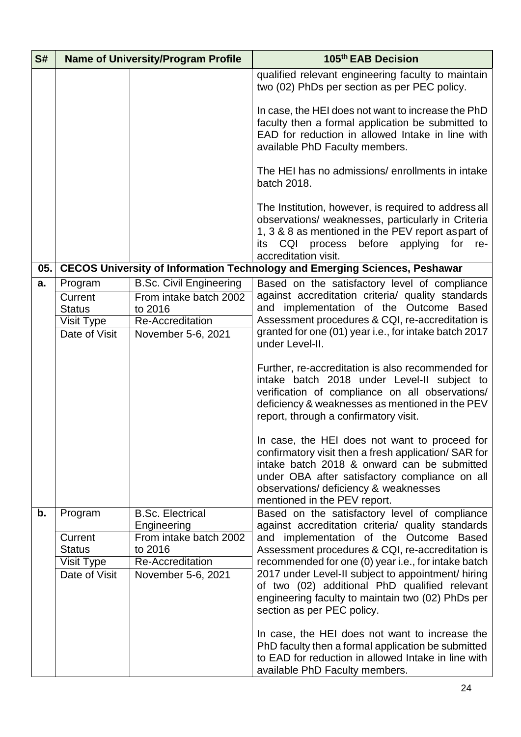| S# | Name of University/Program Profile | | 105th EAB Decision |
|---|---|---|---|
| | | | qualified relevant engineering faculty to maintain two (02) PhDs per section as per PEC policy.<br><br>In case, the HEI does not want to increase the PhD faculty then a formal application be submitted to EAD for reduction in allowed Intake in line with available PhD Faculty members.<br><br>The HEI has no admissions/ enrollments in intake batch 2018.<br><br>The Institution, however, is required to address all observations/ weaknesses, particularly in Criteria 1, 3 & 8 as mentioned in the PEV report as part of its CQI process before applying for re-accreditation visit. |
| **05.** | **CECOS University of Information Technology and Emerging Sciences, Peshawar** | | |
| **a.** | Program | B.Sc. Civil Engineering | Based on the satisfactory level of compliance against accreditation criteria/ quality standards and implementation of the Outcome Based Assessment procedures & CQI, re-accreditation is granted for one (01) year i.e., for intake batch 2017 under Level-II.<br><br>Further, re-accreditation is also recommended for intake batch 2018 under Level-II subject to verification of compliance on all observations/ deficiency & weaknesses as mentioned in the PEV report, through a confirmatory visit.<br><br>In case, the HEI does not want to proceed for confirmatory visit then a fresh application/ SAR for intake batch 2018 & onward can be submitted under OBA after satisfactory compliance on all observations/ deficiency & weaknesses mentioned in the PEV report. |
| | Current Status | From intake batch 2002 to 2016 | |
| | Visit Type | Re-Accreditation | |
| | Date of Visit | November 5-6, 2021 | |
| **b.** | Program | B.Sc. Electrical Engineering | Based on the satisfactory level of compliance against accreditation criteria/ quality standards and implementation of the Outcome Based Assessment procedures & CQI, re-accreditation is recommended for one (0) year i.e., for intake batch 2017 under Level-II subject to appointment/ hiring of two (02) additional PhD qualified relevant engineering faculty to maintain two (02) PhDs per section as per PEC policy.<br><br>In case, the HEI does not want to increase the PhD faculty then a formal application be submitted to EAD for reduction in allowed Intake in line with available PhD Faculty members. |
| | Current Status | From intake batch 2002 to 2016 | |
| | Visit Type | Re-Accreditation | |
| | Date of Visit | November 5-6, 2021 | |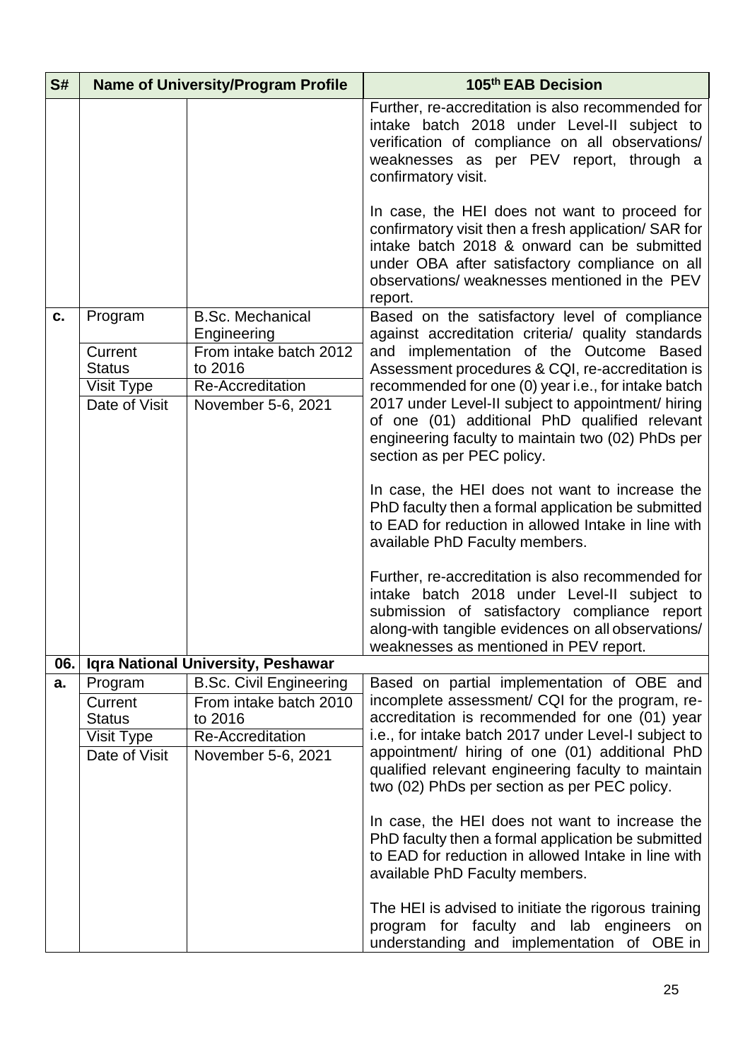| S# | Name of University/Program Profile | | 105[th] EAB Decision |
|---|---|---|---|
| | | | Further, re-accreditation is also recommended for intake batch 2018 under Level-II subject to verification of compliance on all observations/ weaknesses as per PEV report, through a confirmatory visit.<br><br>In case, the HEI does not want to proceed for confirmatory visit then a fresh application/ SAR for intake batch 2018 & onward can be submitted under OBA after satisfactory compliance on all observations/ weaknesses mentioned in the PEV report. |
| c. | Program | B.Sc. Mechanical Engineering | Based on the satisfactory level of compliance against accreditation criteria/ quality standards and implementation of the Outcome Based Assessment procedures & CQI, re-accreditation is recommended for one (0) year i.e., for intake batch 2017 under Level-II subject to appointment/ hiring of one (01) additional PhD qualified relevant engineering faculty to maintain two (02) PhDs per section as per PEC policy.<br><br>In case, the HEI does not want to increase the PhD faculty then a formal application be submitted to EAD for reduction in allowed Intake in line with available PhD Faculty members.<br><br>Further, re-accreditation is also recommended for intake batch 2018 under Level-II subject to submission of satisfactory compliance report along-with tangible evidences on all observations/ weaknesses as mentioned in PEV report. |
| | Current Status | From intake batch 2012 to 2016 | |
| | Visit Type | Re-Accreditation | |
| | Date of Visit | November 5-6, 2021 | |
| **06.** | **Iqra National University, Peshawar** | | |
| a. | Program | B.Sc. Civil Engineering | Based on partial implementation of OBE and incomplete assessment/ CQI for the program, re-accreditation is recommended for one (01) year i.e., for intake batch 2017 under Level-I subject to appointment/ hiring of one (01) additional PhD qualified relevant engineering faculty to maintain two (02) PhDs per section as per PEC policy.<br><br>In case, the HEI does not want to increase the PhD faculty then a formal application be submitted to EAD for reduction in allowed Intake in line with available PhD Faculty members.<br><br>The HEI is advised to initiate the rigorous training program for faculty and lab engineers on understanding and implementation of OBE in |
| | Current Status | From intake batch 2010 to 2016 | |
| | Visit Type | Re-Accreditation | |
| | Date of Visit | November 5-6, 2021 | |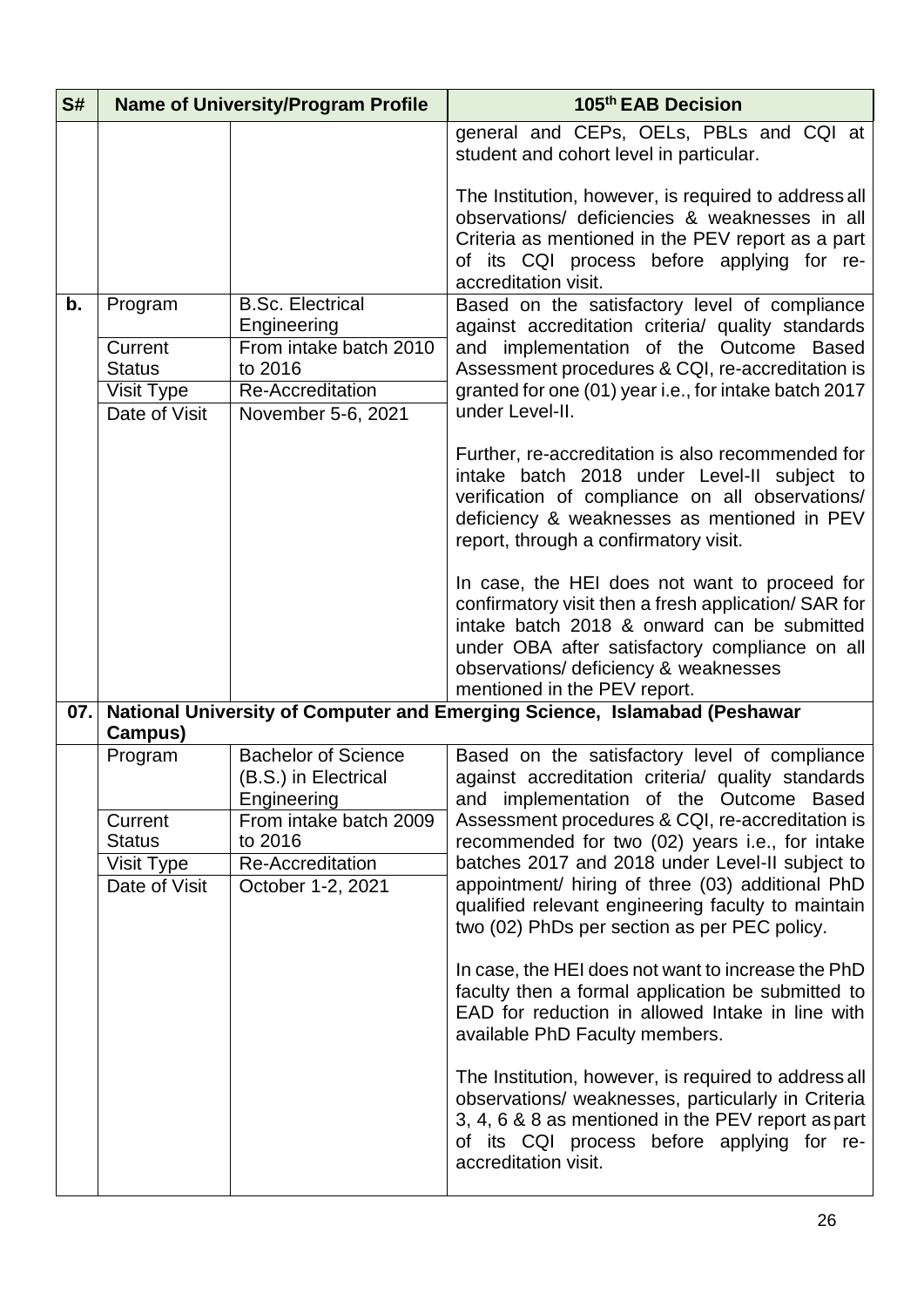| S# | Name of University/Program Profile | | 105th EAB Decision |
|---|---|---|---|
| | | | general and CEPs, OELs, PBLs and CQI at student and cohort level in particular.<br><br>The Institution, however, is required to address all observations/ deficiencies & weaknesses in all Criteria as mentioned in the PEV report as a part of its CQI process before applying for re-accreditation visit. |
| **b.** | Program | B.Sc. Electrical Engineering | Based on the satisfactory level of compliance against accreditation criteria/ quality standards and implementation of the Outcome Based Assessment procedures & CQI, re-accreditation is granted for one (01) year i.e., for intake batch 2017 under Level-II.<br><br>Further, re-accreditation is also recommended for intake batch 2018 under Level-II subject to verification of compliance on all observations/ deficiency & weaknesses as mentioned in PEV report, through a confirmatory visit.<br><br>In case, the HEI does not want to proceed for confirmatory visit then a fresh application/ SAR for intake batch 2018 & onward can be submitted under OBA after satisfactory compliance on all observations/ deficiency & weaknesses mentioned in the PEV report. |
| | Current Status | From intake batch 2010 to 2016 | |
| | Visit Type | Re-Accreditation | |
| | Date of Visit | November 5-6, 2021 | |
| **07.** | **National University of Computer and Emerging Science, Islamabad (Peshawar Campus)** | | |
| | Program | Bachelor of Science (B.S.) in Electrical Engineering | Based on the satisfactory level of compliance against accreditation criteria/ quality standards and implementation of the Outcome Based Assessment procedures & CQI, re-accreditation is recommended for two (02) years i.e., for intake batches 2017 and 2018 under Level-II subject to appointment/ hiring of three (03) additional PhD qualified relevant engineering faculty to maintain two (02) PhDs per section as per PEC policy.<br><br>In case, the HEI does not want to increase the PhD faculty then a formal application be submitted to EAD for reduction in allowed Intake in line with available PhD Faculty members.<br><br>The Institution, however, is required to address all observations/ weaknesses, particularly in Criteria 3, 4, 6 & 8 as mentioned in the PEV report as part of its CQI process before applying for re-accreditation visit. |
| | Current Status | From intake batch 2009 to 2016 | |
| | Visit Type | Re-Accreditation | |
| | Date of Visit | October 1-2, 2021 | |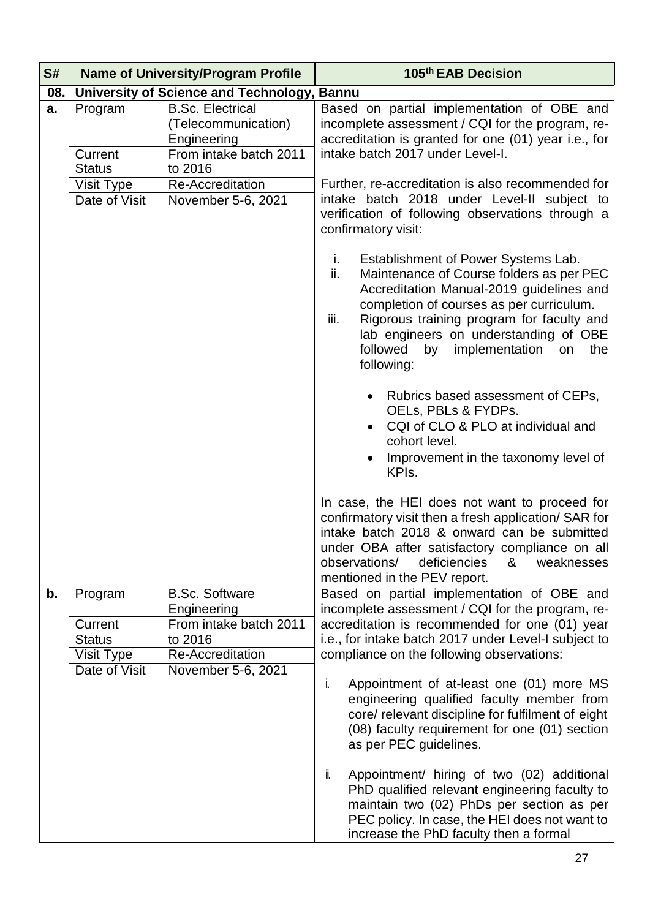| S# | Name of University/Program Profile | | 105th EAB Decision |
|---|---|---|---|
| **08.** | **University of Science and Technology, Bannu** | | |
| **a.** | Program | B.Sc. Electrical (Telecommunication) Engineering | Based on partial implementation of OBE and incomplete assessment / CQI for the program, re-accreditation is granted for one (01) year i.e., for intake batch 2017 under Level-I.<br><br>Further, re-accreditation is also recommended for intake batch 2018 under Level-II subject to verification of following observations through a confirmatory visit:<br><br>i. Establishment of Power Systems Lab.<br>ii. Maintenance of Course folders as per PEC Accreditation Manual-2019 guidelines and completion of courses as per curriculum.<br>iii. Rigorous training program for faculty and lab engineers on understanding of OBE followed by implementation on the following:<br><br>• Rubrics based assessment of CEPs, OELs, PBLs & FYDPs.<br>• CQI of CLO & PLO at individual and cohort level.<br>• Improvement in the taxonomy level of KPIs.<br><br>In case, the HEI does not want to proceed for confirmatory visit then a fresh application/ SAR for intake batch 2018 & onward can be submitted under OBA after satisfactory compliance on all observations/ deficiencies & weaknesses mentioned in the PEV report. |
| | Current Status | From intake batch 2011 to 2016 | |
| | Visit Type | Re-Accreditation | |
| | Date of Visit | November 5-6, 2021 | |
| **b.** | Program | B.Sc. Software Engineering | Based on partial implementation of OBE and incomplete assessment / CQI for the program, re-accreditation is recommended for one (01) year i.e., for intake batch 2017 under Level-I subject to compliance on the following observations:<br><br>i. Appointment of at-least one (01) more MS engineering qualified faculty member from core/ relevant discipline for fulfilment of eight (08) faculty requirement for one (01) section as per PEC guidelines.<br><br>ii. Appointment/ hiring of two (02) additional PhD qualified relevant engineering faculty to maintain two (02) PhDs per section as per PEC policy. In case, the HEI does not want to increase the PhD faculty then a formal |
| | Current Status | From intake batch 2011 to 2016 | |
| | Visit Type | Re-Accreditation | |
| | Date of Visit | November 5-6, 2021 | |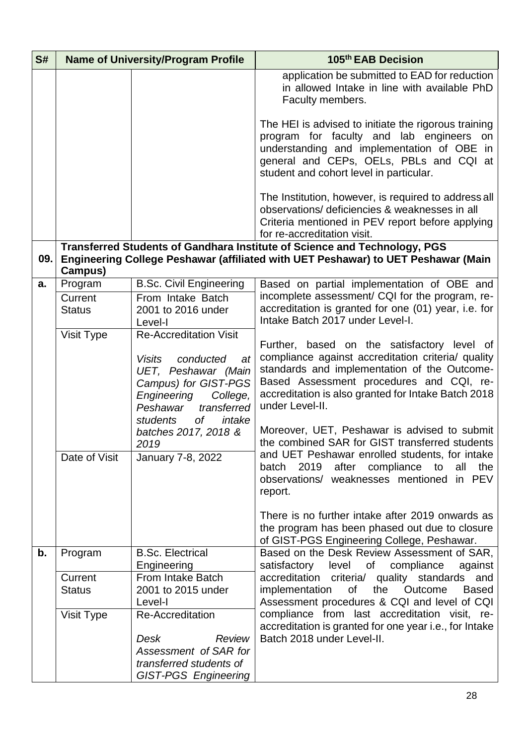| S# | Name of University/Program Profile | | 105th EAB Decision |
|---|---|---|---|
| | | | application be submitted to EAD for reduction in allowed Intake in line with available PhD Faculty members.<br><br>The HEI is advised to initiate the rigorous training program for faculty and lab engineers on understanding and implementation of OBE in general and CEPs, OELs, PBLs and CQI at student and cohort level in particular.<br><br>The Institution, however, is required to address all observations/ deficiencies & weaknesses in all Criteria mentioned in PEV report before applying for re-accreditation visit. |
| **09.** | **Transferred Students of Gandhara Institute of Science and Technology, PGS Engineering College Peshawar (affiliated with UET Peshawar) to UET Peshawar (Main Campus)** | | |
| **a.** | Program | B.Sc. Civil Engineering | Based on partial implementation of OBE and incomplete assessment/ CQI for the program, re-accreditation is granted for one (01) year, i.e. for Intake Batch 2017 under Level-I.<br><br>Further, based on the satisfactory level of compliance against accreditation criteria/ quality standards and implementation of the Outcome-Based Assessment procedures and CQI, re-accreditation is also granted for Intake Batch 2018 under Level-II.<br><br>Moreover, UET, Peshawar is advised to submit the combined SAR for GIST transferred students and UET Peshawar enrolled students, for intake batch 2019 after compliance to all the observations/ weaknesses mentioned in PEV report.<br><br>There is no further intake after 2019 onwards as the program has been phased out due to closure of GIST-PGS Engineering College, Peshawar. |
| | Current Status | From Intake Batch 2001 to 2016 under Level-I | |
| | Visit Type | Re-Accreditation Visit<br><br>*Visits conducted at UET, Peshawar (Main Campus) for GIST-PGS Engineering College, Peshawar transferred students of intake batches 2017, 2018 & 2019* | |
| | Date of Visit | January 7-8, 2022 | |
| **b.** | Program | B.Sc. Electrical Engineering | Based on the Desk Review Assessment of SAR, satisfactory level of compliance against accreditation criteria/ quality standards and implementation of the Outcome Based Assessment procedures & CQI and level of CQI compliance from last accreditation visit, re-accreditation is granted for one year i.e., for Intake Batch 2018 under Level-II. |
| | Current Status | From Intake Batch 2001 to 2015 under Level-I | |
| | Visit Type | Re-Accreditation<br><br>*Desk Review Assessment of SAR for transferred students of GIST-PGS Engineering* | |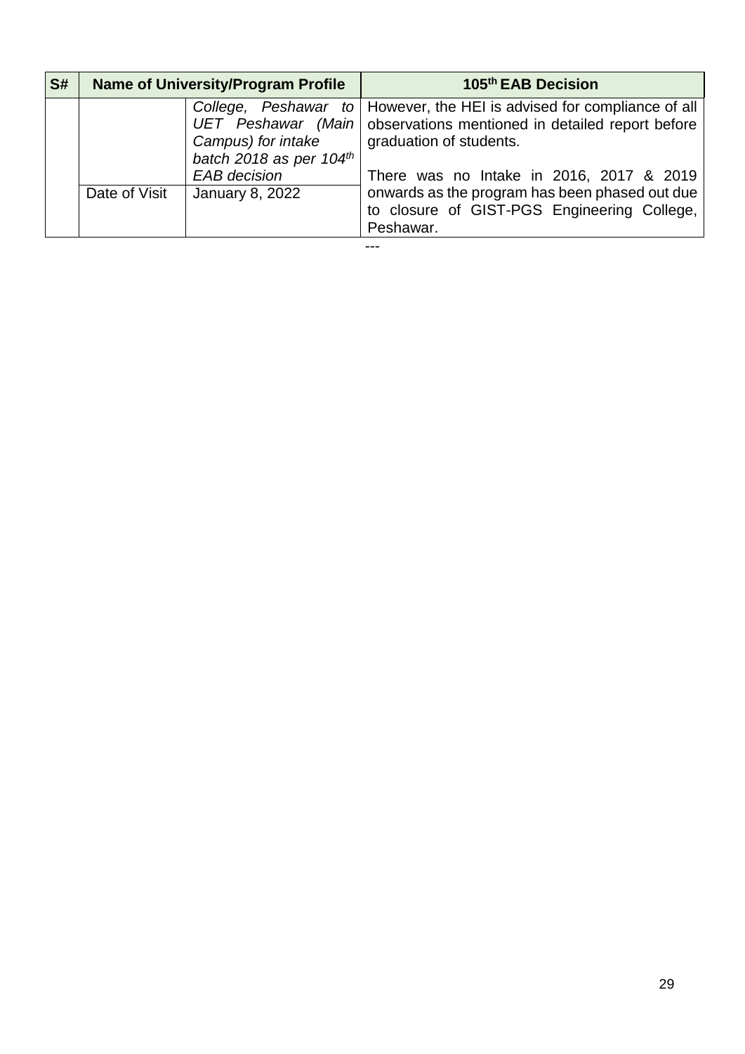| S# | Name of University/Program Profile | | 105th EAB Decision |
| --- | --- | --- | --- |
| | | *College, Peshawar to UET Peshawar (Main Campus) for intake batch 2018 as per 104th EAB decision* | However, the HEI is advised for compliance of all observations mentioned in detailed report before graduation of students.<br><br>There was no Intake in 2016, 2017 & 2019 onwards as the program has been phased out due to closure of GIST-PGS Engineering College, Peshawar. |
| | Date of Visit | January 8, 2022 | |

---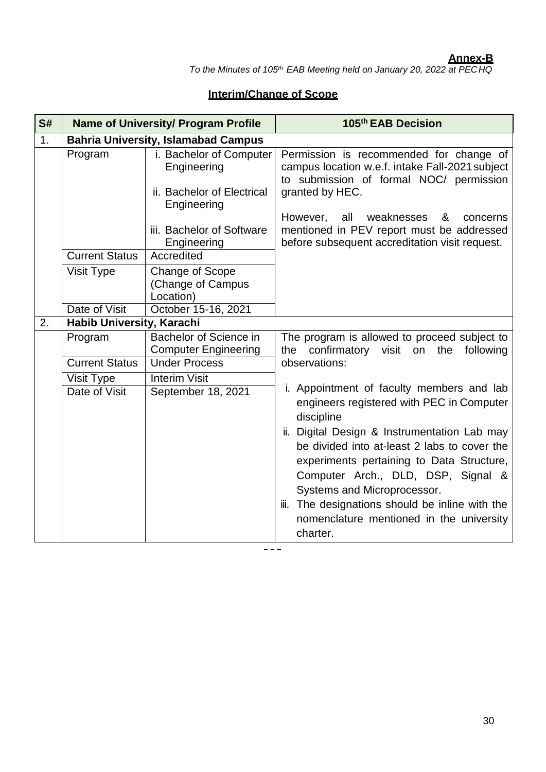**Annex-B**

*To the Minutes of 105th EAB Meeting held on January 20, 2022 at PEC HQ*

**Interim/Change of Scope**

| S# | Name of University/ Program Profile | | 105th EAB Decision |
|---|---|---|---|
| 1. | **Bahria University, Islamabad Campus** | | |
| | Program | i. Bachelor of Computer Engineering<br>ii. Bachelor of Electrical Engineering<br>iii. Bachelor of Software Engineering | Permission is recommended for change of campus location w.e.f. intake Fall-2021 subject to submission of formal NOC/ permission granted by HEC.<br><br>However, all weaknesses & concerns mentioned in PEV report must be addressed before subsequent accreditation visit request. |
| | Current Status | Accredited | |
| | Visit Type | Change of Scope (Change of Campus Location) | |
| | Date of Visit | October 15-16, 2021 | |
| 2. | **Habib University, Karachi** | | |
| | Program | Bachelor of Science in Computer Engineering | The program is allowed to proceed subject to the confirmatory visit on the following observations:<br><br>i. Appointment of faculty members and lab engineers registered with PEC in Computer discipline<br>ii. Digital Design & Instrumentation Lab may be divided into at-least 2 labs to cover the experiments pertaining to Data Structure, Computer Arch., DLD, DSP, Signal & Systems and Microprocessor.<br>iii. The designations should be inline with the nomenclature mentioned in the university charter. |
| | Current Status | Under Process | |
| | Visit Type | Interim Visit | |
| | Date of Visit | September 18, 2021 | |

---